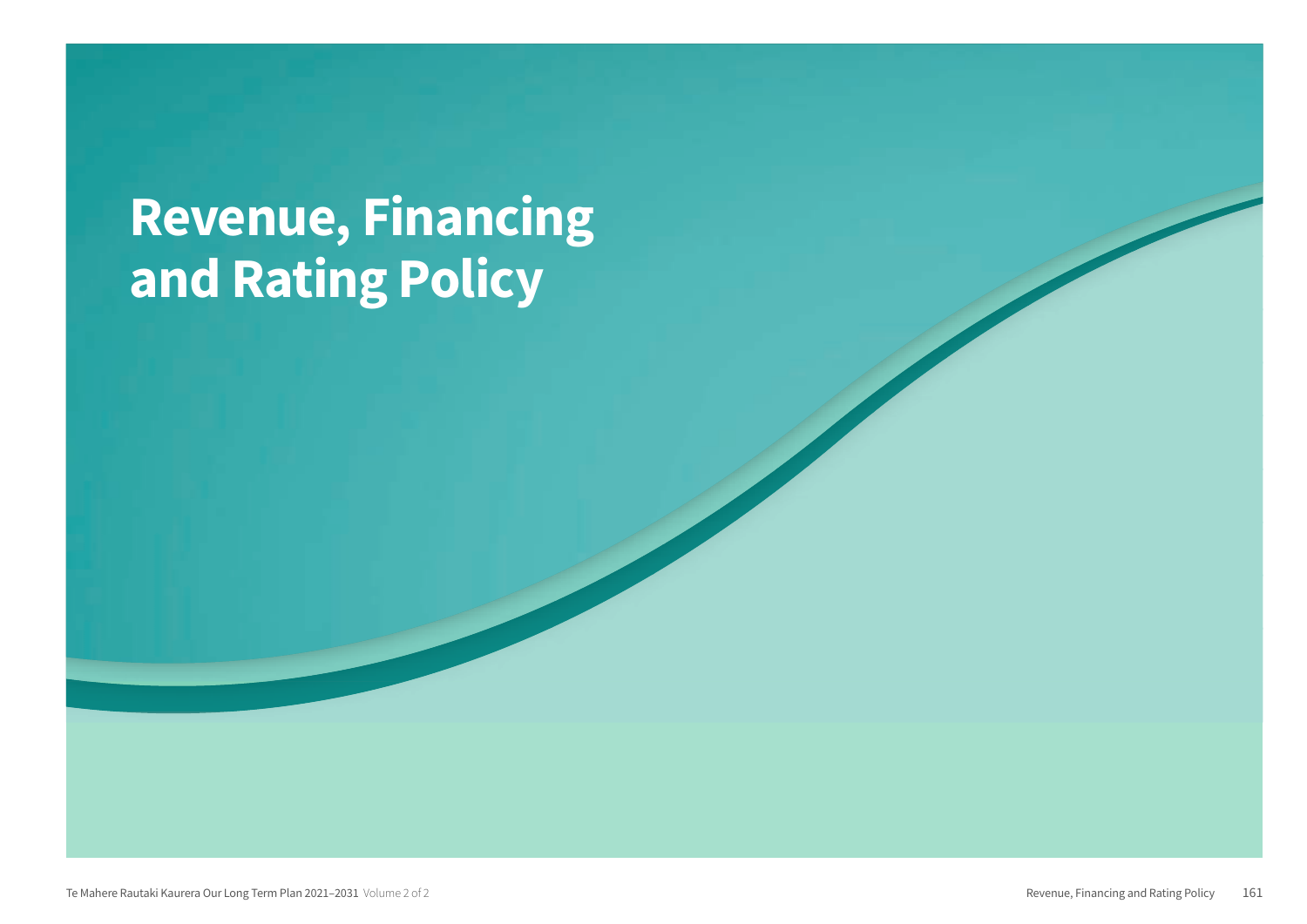# Revenue, Financing and Rating Policy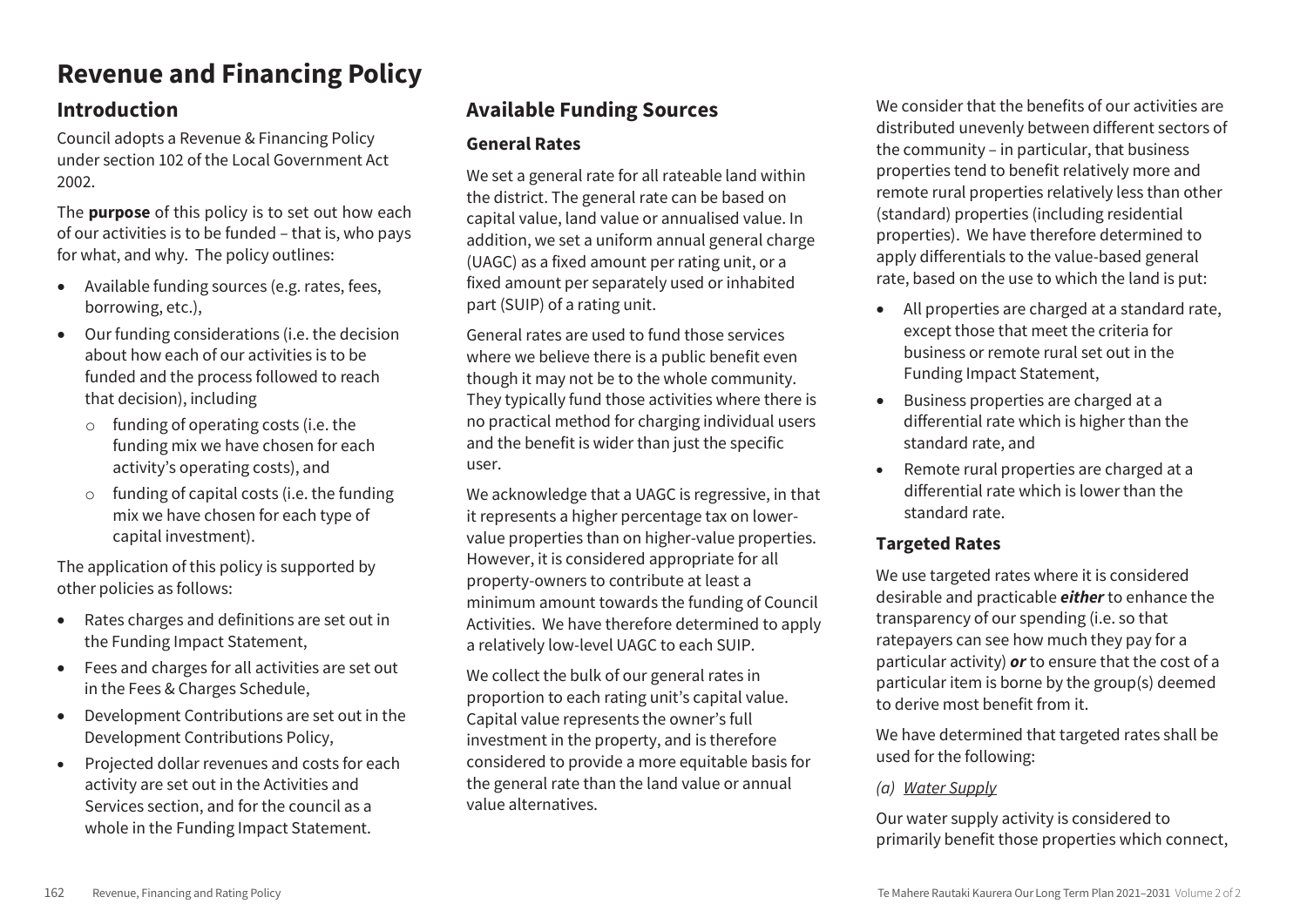# Revenue and Financing Policy

## Introduction

Council adopts a Revenue & Financing Policy under section 102 of the Local Government Act 2002.

The **purpose** of this policy is to set out how each of our activities is to be funded – that is, who pays for what, and why. The policy outlines:

- Available funding sources (e.g. rates, fees, borrowing, etc.),
- Our funding considerations (i.e. the decision about how each of our activities is to be funded and the process followed to reach that decision), including
  - funding of operating costs (i.e. the funding mix we have chosen for each activity's operating costs), and
  - funding of capital costs (i.e. the funding mix we have chosen for each type of capital investment).

The application of this policy is supported by other policies as follows:

- Rates charges and definitions are set out in the Funding Impact Statement,
- Fees and charges for all activities are set out in the Fees & Charges Schedule,
- Development Contributions are set out in the Development Contributions Policy,
- Projected dollar revenues and costs for each activity are set out in the Activities and Services section, and for the council as a whole in the Funding Impact Statement.

## Available Funding Sources

### General Rates

We set a general rate for all rateable land within the district. The general rate can be based on capital value, land value or annualised value. In addition, we set a uniform annual general charge (UAGC) as a fixed amount per rating unit, or a fixed amount per separately used or inhabited part (SUIP) of a rating unit.

General rates are used to fund those services where we believe there is a public benefit even though it may not be to the whole community. They typically fund those activities where there is no practical method for charging individual users and the benefit is wider than just the specific user.

We acknowledge that a UAGC is regressive, in that it represents a higher percentage tax on lower-value properties than on higher-value properties. However, it is considered appropriate for all property-owners to contribute at least a minimum amount towards the funding of Council Activities. We have therefore determined to apply a relatively low-level UAGC to each SUIP.

We collect the bulk of our general rates in proportion to each rating unit's capital value. Capital value represents the owner's full investment in the property, and is therefore considered to provide a more equitable basis for the general rate than the land value or annual value alternatives.

We consider that the benefits of our activities are distributed unevenly between different sectors of the community – in particular, that business properties tend to benefit relatively more and remote rural properties relatively less than other (standard) properties (including residential properties). We have therefore determined to apply differentials to the value-based general rate, based on the use to which the land is put:

- All properties are charged at a standard rate, except those that meet the criteria for business or remote rural set out in the Funding Impact Statement,
- Business properties are charged at a differential rate which is higher than the standard rate, and
- Remote rural properties are charged at a differential rate which is lower than the standard rate.

### Targeted Rates

We use targeted rates where it is considered desirable and practicable ***either*** to enhance the transparency of our spending (i.e. so that ratepayers can see how much they pay for a particular activity) ***or*** to ensure that the cost of a particular item is borne by the group(s) deemed to derive most benefit from it.

We have determined that targeted rates shall be used for the following:

*(a) Water Supply*

Our water supply activity is considered to primarily benefit those properties which connect,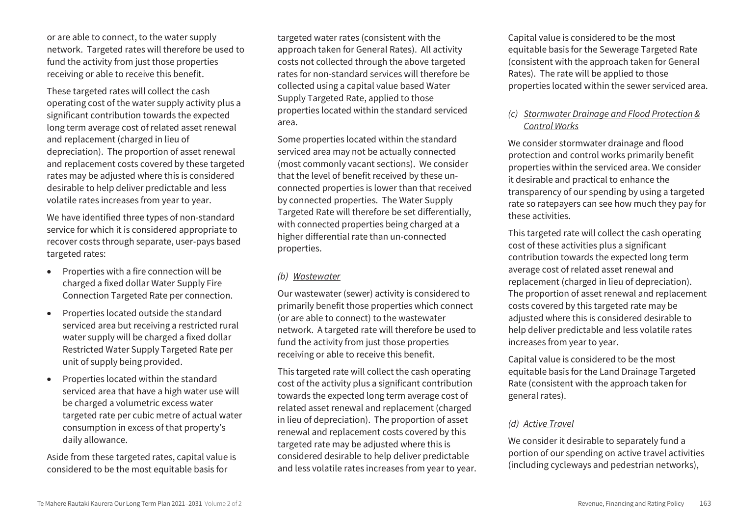or are able to connect, to the water supply network. Targeted rates will therefore be used to fund the activity from just those properties receiving or able to receive this benefit.

These targeted rates will collect the cash operating cost of the water supply activity plus a significant contribution towards the expected long term average cost of related asset renewal and replacement (charged in lieu of depreciation). The proportion of asset renewal and replacement costs covered by these targeted rates may be adjusted where this is considered desirable to help deliver predictable and less volatile rates increases from year to year.

We have identified three types of non-standard service for which it is considered appropriate to recover costs through separate, user-pays based targeted rates:

- Properties with a fire connection will be charged a fixed dollar Water Supply Fire Connection Targeted Rate per connection.
- Properties located outside the standard serviced area but receiving a restricted rural water supply will be charged a fixed dollar Restricted Water Supply Targeted Rate per unit of supply being provided.
- Properties located within the standard serviced area that have a high water use will be charged a volumetric excess water targeted rate per cubic metre of actual water consumption in excess of that property's daily allowance.

Aside from these targeted rates, capital value is considered to be the most equitable basis for targeted water rates (consistent with the approach taken for General Rates). All activity costs not collected through the above targeted rates for non-standard services will therefore be collected using a capital value based Water Supply Targeted Rate, applied to those properties located within the standard serviced area.

Some properties located within the standard serviced area may not be actually connected (most commonly vacant sections). We consider that the level of benefit received by these un-connected properties is lower than that received by connected properties. The Water Supply Targeted Rate will therefore be set differentially, with connected properties being charged at a higher differential rate than un-connected properties.

*(b) Wastewater*

Our wastewater (sewer) activity is considered to primarily benefit those properties which connect (or are able to connect) to the wastewater network. A targeted rate will therefore be used to fund the activity from just those properties receiving or able to receive this benefit.

This targeted rate will collect the cash operating cost of the activity plus a significant contribution towards the expected long term average cost of related asset renewal and replacement (charged in lieu of depreciation). The proportion of asset renewal and replacement costs covered by this targeted rate may be adjusted where this is considered desirable to help deliver predictable and less volatile rates increases from year to year.

Capital value is considered to be the most equitable basis for the Sewerage Targeted Rate (consistent with the approach taken for General Rates). The rate will be applied to those properties located within the sewer serviced area.

*(c) Stormwater Drainage and Flood Protection & Control Works*

We consider stormwater drainage and flood protection and control works primarily benefit properties within the serviced area. We consider it desirable and practical to enhance the transparency of our spending by using a targeted rate so ratepayers can see how much they pay for these activities.

This targeted rate will collect the cash operating cost of these activities plus a significant contribution towards the expected long term average cost of related asset renewal and replacement (charged in lieu of depreciation). The proportion of asset renewal and replacement costs covered by this targeted rate may be adjusted where this is considered desirable to help deliver predictable and less volatile rates increases from year to year.

Capital value is considered to be the most equitable basis for the Land Drainage Targeted Rate (consistent with the approach taken for general rates).

*(d) Active Travel*

We consider it desirable to separately fund a portion of our spending on active travel activities (including cycleways and pedestrian networks),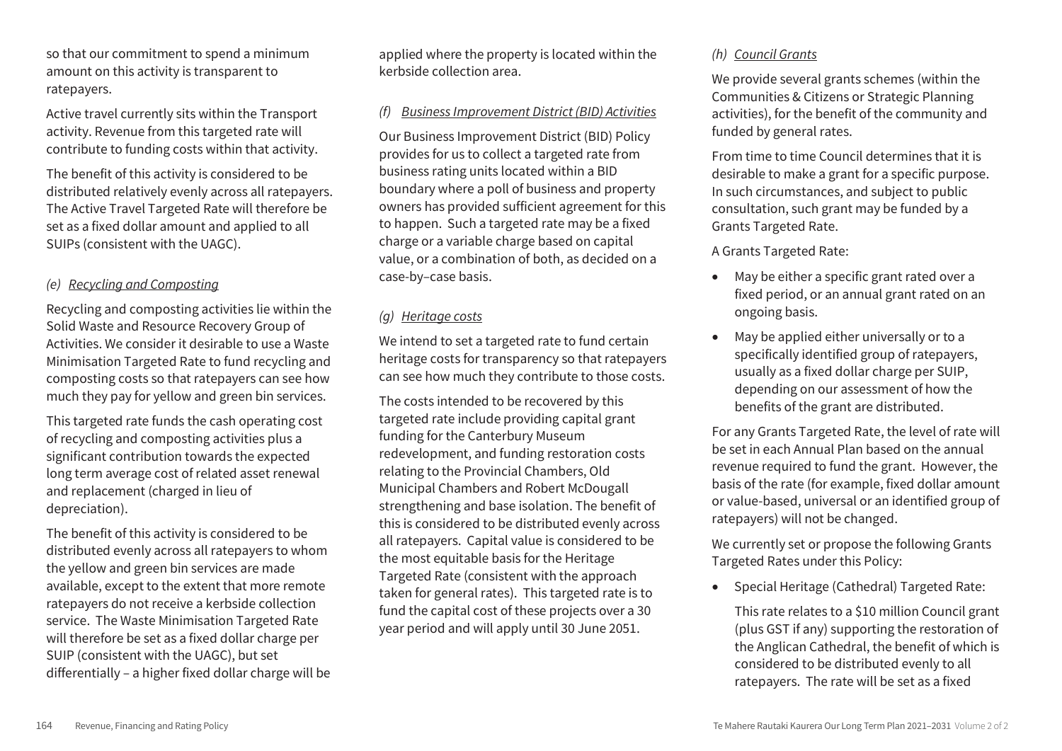so that our commitment to spend a minimum amount on this activity is transparent to ratepayers.

Active travel currently sits within the Transport activity. Revenue from this targeted rate will contribute to funding costs within that activity.

The benefit of this activity is considered to be distributed relatively evenly across all ratepayers. The Active Travel Targeted Rate will therefore be set as a fixed dollar amount and applied to all SUIPs (consistent with the UAGC).

*(e) Recycling and Composting*

Recycling and composting activities lie within the Solid Waste and Resource Recovery Group of Activities. We consider it desirable to use a Waste Minimisation Targeted Rate to fund recycling and composting costs so that ratepayers can see how much they pay for yellow and green bin services.

This targeted rate funds the cash operating cost of recycling and composting activities plus a significant contribution towards the expected long term average cost of related asset renewal and replacement (charged in lieu of depreciation).

The benefit of this activity is considered to be distributed evenly across all ratepayers to whom the yellow and green bin services are made available, except to the extent that more remote ratepayers do not receive a kerbside collection service. The Waste Minimisation Targeted Rate will therefore be set as a fixed dollar charge per SUIP (consistent with the UAGC), but set differentially – a higher fixed dollar charge will be applied where the property is located within the kerbside collection area.

*(f) Business Improvement District (BID) Activities*

Our Business Improvement District (BID) Policy provides for us to collect a targeted rate from business rating units located within a BID boundary where a poll of business and property owners has provided sufficient agreement for this to happen. Such a targeted rate may be a fixed charge or a variable charge based on capital value, or a combination of both, as decided on a case-by–case basis.

*(g) Heritage costs*

We intend to set a targeted rate to fund certain heritage costs for transparency so that ratepayers can see how much they contribute to those costs.

The costs intended to be recovered by this targeted rate include providing capital grant funding for the Canterbury Museum redevelopment, and funding restoration costs relating to the Provincial Chambers, Old Municipal Chambers and Robert McDougall strengthening and base isolation. The benefit of this is considered to be distributed evenly across all ratepayers. Capital value is considered to be the most equitable basis for the Heritage Targeted Rate (consistent with the approach taken for general rates). This targeted rate is to fund the capital cost of these projects over a 30 year period and will apply until 30 June 2051.

*(h) Council Grants*

We provide several grants schemes (within the Communities & Citizens or Strategic Planning activities), for the benefit of the community and funded by general rates.

From time to time Council determines that it is desirable to make a grant for a specific purpose. In such circumstances, and subject to public consultation, such grant may be funded by a Grants Targeted Rate.

A Grants Targeted Rate:

- May be either a specific grant rated over a fixed period, or an annual grant rated on an ongoing basis.
- May be applied either universally or to a specifically identified group of ratepayers, usually as a fixed dollar charge per SUIP, depending on our assessment of how the benefits of the grant are distributed.

For any Grants Targeted Rate, the level of rate will be set in each Annual Plan based on the annual revenue required to fund the grant. However, the basis of the rate (for example, fixed dollar amount or value-based, universal or an identified group of ratepayers) will not be changed.

We currently set or propose the following Grants Targeted Rates under this Policy:

- Special Heritage (Cathedral) Targeted Rate:

  This rate relates to a $10 million Council grant (plus GST if any) supporting the restoration of the Anglican Cathedral, the benefit of which is considered to be distributed evenly to all ratepayers. The rate will be set as a fixed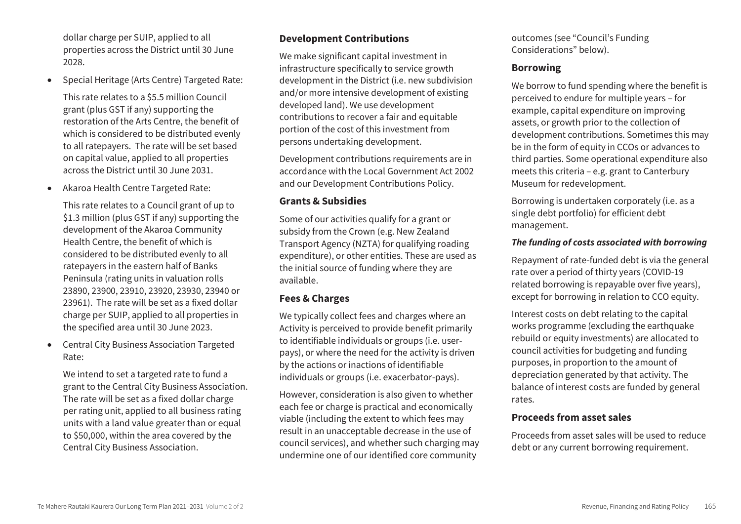dollar charge per SUIP, applied to all properties across the District until 30 June 2028.

- Special Heritage (Arts Centre) Targeted Rate:

  This rate relates to a $5.5 million Council grant (plus GST if any) supporting the restoration of the Arts Centre, the benefit of which is considered to be distributed evenly to all ratepayers. The rate will be set based on capital value, applied to all properties across the District until 30 June 2031.

- Akaroa Health Centre Targeted Rate:

  This rate relates to a Council grant of up to $1.3 million (plus GST if any) supporting the development of the Akaroa Community Health Centre, the benefit of which is considered to be distributed evenly to all ratepayers in the eastern half of Banks Peninsula (rating units in valuation rolls 23890, 23900, 23910, 23920, 23930, 23940 or 23961). The rate will be set as a fixed dollar charge per SUIP, applied to all properties in the specified area until 30 June 2023.

- Central City Business Association Targeted Rate:

  We intend to set a targeted rate to fund a grant to the Central City Business Association. The rate will be set as a fixed dollar charge per rating unit, applied to all business rating units with a land value greater than or equal to $50,000, within the area covered by the Central City Business Association.

### Development Contributions

We make significant capital investment in infrastructure specifically to service growth development in the District (i.e. new subdivision and/or more intensive development of existing developed land). We use development contributions to recover a fair and equitable portion of the cost of this investment from persons undertaking development.

Development contributions requirements are in accordance with the Local Government Act 2002 and our Development Contributions Policy.

### Grants & Subsidies

Some of our activities qualify for a grant or subsidy from the Crown (e.g. New Zealand Transport Agency (NZTA) for qualifying roading expenditure), or other entities. These are used as the initial source of funding where they are available.

### Fees & Charges

We typically collect fees and charges where an Activity is perceived to provide benefit primarily to identifiable individuals or groups (i.e. user-pays), or where the need for the activity is driven by the actions or inactions of identifiable individuals or groups (i.e. exacerbator-pays).

However, consideration is also given to whether each fee or charge is practical and economically viable (including the extent to which fees may result in an unacceptable decrease in the use of council services), and whether such charging may undermine one of our identified core community outcomes (see "Council's Funding Considerations" below).

### Borrowing

We borrow to fund spending where the benefit is perceived to endure for multiple years – for example, capital expenditure on improving assets, or growth prior to the collection of development contributions. Sometimes this may be in the form of equity in CCOs or advances to third parties. Some operational expenditure also meets this criteria – e.g. grant to Canterbury Museum for redevelopment.

Borrowing is undertaken corporately (i.e. as a single debt portfolio) for efficient debt management.

#### *The funding of costs associated with borrowing*

Repayment of rate-funded debt is via the general rate over a period of thirty years (COVID-19 related borrowing is repayable over five years), except for borrowing in relation to CCO equity.

Interest costs on debt relating to the capital works programme (excluding the earthquake rebuild or equity investments) are allocated to council activities for budgeting and funding purposes, in proportion to the amount of depreciation generated by that activity. The balance of interest costs are funded by general rates.

### Proceeds from asset sales

Proceeds from asset sales will be used to reduce debt or any current borrowing requirement.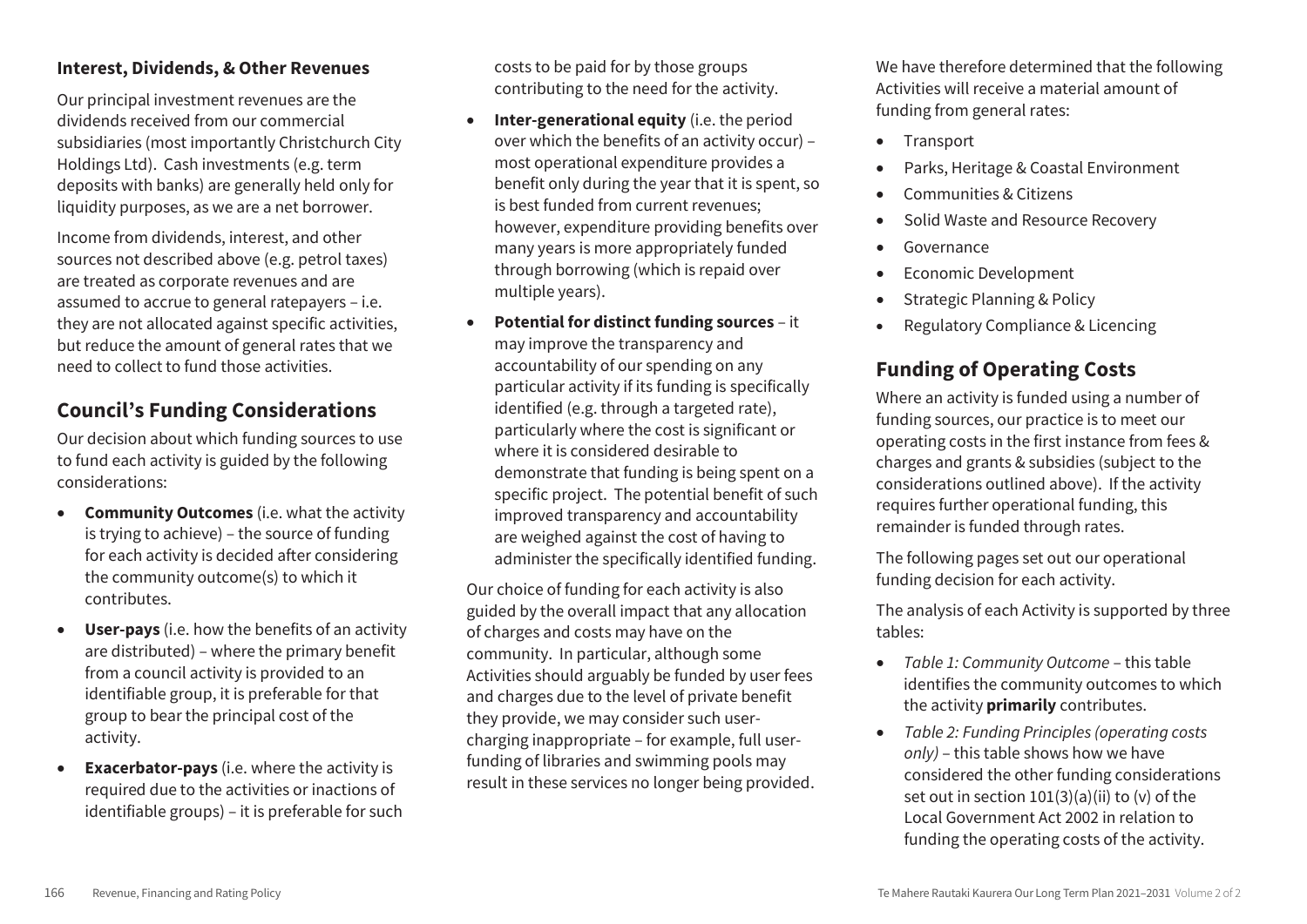### Interest, Dividends, & Other Revenues

Our principal investment revenues are the dividends received from our commercial subsidiaries (most importantly Christchurch City Holdings Ltd). Cash investments (e.g. term deposits with banks) are generally held only for liquidity purposes, as we are a net borrower.

Income from dividends, interest, and other sources not described above (e.g. petrol taxes) are treated as corporate revenues and are assumed to accrue to general ratepayers – i.e. they are not allocated against specific activities, but reduce the amount of general rates that we need to collect to fund those activities.

## Council's Funding Considerations

Our decision about which funding sources to use to fund each activity is guided by the following considerations:

- **Community Outcomes** (i.e. what the activity is trying to achieve) – the source of funding for each activity is decided after considering the community outcome(s) to which it contributes.
- **User-pays** (i.e. how the benefits of an activity are distributed) – where the primary benefit from a council activity is provided to an identifiable group, it is preferable for that group to bear the principal cost of the activity.
- **Exacerbator-pays** (i.e. where the activity is required due to the activities or inactions of identifiable groups) – it is preferable for such costs to be paid for by those groups contributing to the need for the activity.
- **Inter-generational equity** (i.e. the period over which the benefits of an activity occur) – most operational expenditure provides a benefit only during the year that it is spent, so is best funded from current revenues; however, expenditure providing benefits over many years is more appropriately funded through borrowing (which is repaid over multiple years).
- **Potential for distinct funding sources** – it may improve the transparency and accountability of our spending on any particular activity if its funding is specifically identified (e.g. through a targeted rate), particularly where the cost is significant or where it is considered desirable to demonstrate that funding is being spent on a specific project. The potential benefit of such improved transparency and accountability are weighed against the cost of having to administer the specifically identified funding.

Our choice of funding for each activity is also guided by the overall impact that any allocation of charges and costs may have on the community. In particular, although some Activities should arguably be funded by user fees and charges due to the level of private benefit they provide, we may consider such user-charging inappropriate – for example, full user-funding of libraries and swimming pools may result in these services no longer being provided.

We have therefore determined that the following Activities will receive a material amount of funding from general rates:

- Transport
- Parks, Heritage & Coastal Environment
- Communities & Citizens
- Solid Waste and Resource Recovery
- Governance
- Economic Development
- Strategic Planning & Policy
- Regulatory Compliance & Licencing

## Funding of Operating Costs

Where an activity is funded using a number of funding sources, our practice is to meet our operating costs in the first instance from fees & charges and grants & subsidies (subject to the considerations outlined above). If the activity requires further operational funding, this remainder is funded through rates.

The following pages set out our operational funding decision for each activity.

The analysis of each Activity is supported by three tables:

- *Table 1: Community Outcome* – this table identifies the community outcomes to which the activity **primarily** contributes.
- *Table 2: Funding Principles (operating costs only)* – this table shows how we have considered the other funding considerations set out in section 101(3)(a)(ii) to (v) of the Local Government Act 2002 in relation to funding the operating costs of the activity.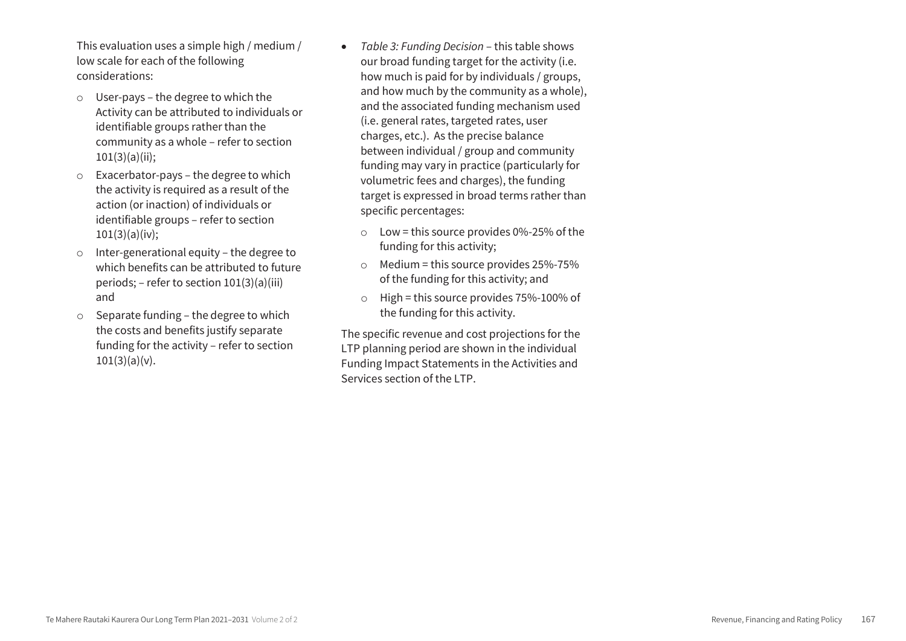This evaluation uses a simple high / medium / low scale for each of the following considerations:

- User-pays – the degree to which the Activity can be attributed to individuals or identifiable groups rather than the community as a whole – refer to section 101(3)(a)(ii);
- Exacerbator-pays – the degree to which the activity is required as a result of the action (or inaction) of individuals or identifiable groups – refer to section 101(3)(a)(iv);
- Inter-generational equity – the degree to which benefits can be attributed to future periods; – refer to section 101(3)(a)(iii) and
- Separate funding – the degree to which the costs and benefits justify separate funding for the activity – refer to section 101(3)(a)(v).

- *Table 3: Funding Decision* – this table shows our broad funding target for the activity (i.e. how much is paid for by individuals / groups, and how much by the community as a whole), and the associated funding mechanism used (i.e. general rates, targeted rates, user charges, etc.). As the precise balance between individual / group and community funding may vary in practice (particularly for volumetric fees and charges), the funding target is expressed in broad terms rather than specific percentages:
  - Low = this source provides 0%-25% of the funding for this activity;
  - Medium = this source provides 25%-75% of the funding for this activity; and
  - High = this source provides 75%-100% of the funding for this activity.

The specific revenue and cost projections for the LTP planning period are shown in the individual Funding Impact Statements in the Activities and Services section of the LTP.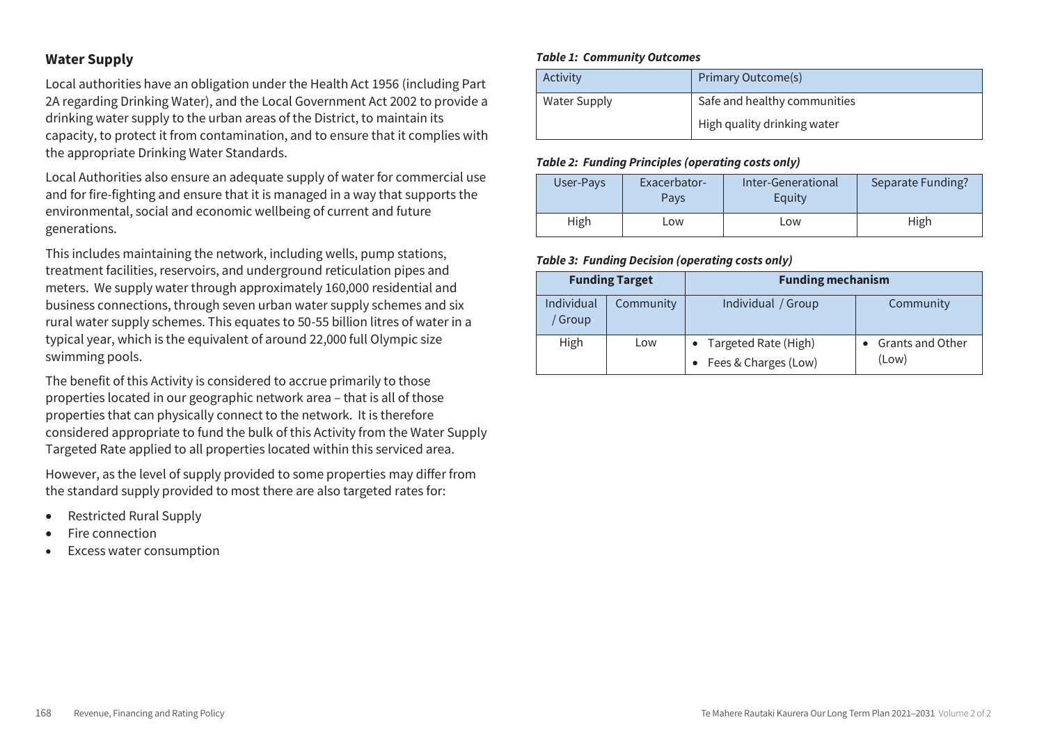## Water Supply

Local authorities have an obligation under the Health Act 1956 (including Part 2A regarding Drinking Water), and the Local Government Act 2002 to provide a drinking water supply to the urban areas of the District, to maintain its capacity, to protect it from contamination, and to ensure that it complies with the appropriate Drinking Water Standards.

Local Authorities also ensure an adequate supply of water for commercial use and for fire-fighting and ensure that it is managed in a way that supports the environmental, social and economic wellbeing of current and future generations.

This includes maintaining the network, including wells, pump stations, treatment facilities, reservoirs, and underground reticulation pipes and meters. We supply water through approximately 160,000 residential and business connections, through seven urban water supply schemes and six rural water supply schemes. This equates to 50-55 billion litres of water in a typical year, which is the equivalent of around 22,000 full Olympic size swimming pools.

The benefit of this Activity is considered to accrue primarily to those properties located in our geographic network area – that is all of those properties that can physically connect to the network. It is therefore considered appropriate to fund the bulk of this Activity from the Water Supply Targeted Rate applied to all properties located within this serviced area.

However, as the level of supply provided to some properties may differ from the standard supply provided to most there are also targeted rates for:

- Restricted Rural Supply
- Fire connection
- Excess water consumption

***Table 1: Community Outcomes***

| Activity | Primary Outcome(s) |
|---|---|
| Water Supply | Safe and healthy communities<br>High quality drinking water |

***Table 2: Funding Principles (operating costs only)***

| User-Pays | Exacerbator-Pays | Inter-Generational Equity | Separate Funding? |
|---|---|---|---|
| High | Low | Low | High |

***Table 3: Funding Decision (operating costs only)***

| Funding Target | | Funding mechanism | |
|---|---|---|---|
| Individual / Group | Community | Individual / Group | Community |
| High | Low | • Targeted Rate (High)<br>• Fees & Charges (Low) | • Grants and Other (Low) |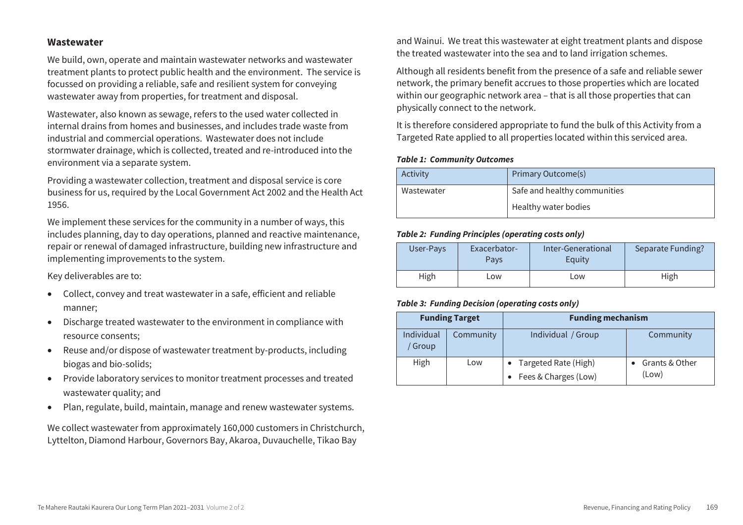### Wastewater

We build, own, operate and maintain wastewater networks and wastewater treatment plants to protect public health and the environment. The service is focussed on providing a reliable, safe and resilient system for conveying wastewater away from properties, for treatment and disposal.

Wastewater, also known as sewage, refers to the used water collected in internal drains from homes and businesses, and includes trade waste from industrial and commercial operations. Wastewater does not include stormwater drainage, which is collected, treated and re-introduced into the environment via a separate system.

Providing a wastewater collection, treatment and disposal service is core business for us, required by the Local Government Act 2002 and the Health Act 1956.

We implement these services for the community in a number of ways, this includes planning, day to day operations, planned and reactive maintenance, repair or renewal of damaged infrastructure, building new infrastructure and implementing improvements to the system.

Key deliverables are to:

- Collect, convey and treat wastewater in a safe, efficient and reliable manner;
- Discharge treated wastewater to the environment in compliance with resource consents;
- Reuse and/or dispose of wastewater treatment by-products, including biogas and bio-solids;
- Provide laboratory services to monitor treatment processes and treated wastewater quality; and
- Plan, regulate, build, maintain, manage and renew wastewater systems.

We collect wastewater from approximately 160,000 customers in Christchurch, Lyttelton, Diamond Harbour, Governors Bay, Akaroa, Duvauchelle, Tikao Bay and Wainui. We treat this wastewater at eight treatment plants and dispose the treated wastewater into the sea and to land irrigation schemes.

Although all residents benefit from the presence of a safe and reliable sewer network, the primary benefit accrues to those properties which are located within our geographic network area – that is all those properties that can physically connect to the network.

It is therefore considered appropriate to fund the bulk of this Activity from a Targeted Rate applied to all properties located within this serviced area.

***Table 1: Community Outcomes***

| Activity | Primary Outcome(s) |
|---|---|
| Wastewater | Safe and healthy communities<br>Healthy water bodies |

***Table 2: Funding Principles (operating costs only)***

| User-Pays | Exacerbator-Pays | Inter-Generational Equity | Separate Funding? |
|---|---|---|---|
| High | Low | Low | High |

***Table 3: Funding Decision (operating costs only)***

| Funding Target | | Funding mechanism | |
|---|---|---|---|
| Individual / Group | Community | Individual / Group | Community |
| High | Low | • Targeted Rate (High)<br>• Fees & Charges (Low) | • Grants & Other (Low) |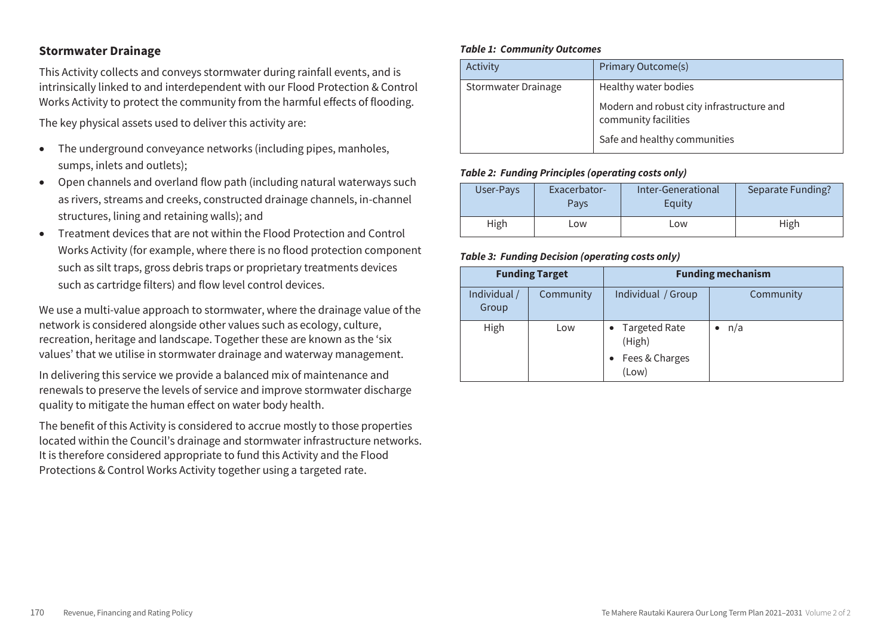## Stormwater Drainage

This Activity collects and conveys stormwater during rainfall events, and is intrinsically linked to and interdependent with our Flood Protection & Control Works Activity to protect the community from the harmful effects of flooding.

The key physical assets used to deliver this activity are:

- The underground conveyance networks (including pipes, manholes, sumps, inlets and outlets);
- Open channels and overland flow path (including natural waterways such as rivers, streams and creeks, constructed drainage channels, in-channel structures, lining and retaining walls); and
- Treatment devices that are not within the Flood Protection and Control Works Activity (for example, where there is no flood protection component such as silt traps, gross debris traps or proprietary treatments devices such as cartridge filters) and flow level control devices.

We use a multi-value approach to stormwater, where the drainage value of the network is considered alongside other values such as ecology, culture, recreation, heritage and landscape. Together these are known as the 'six values' that we utilise in stormwater drainage and waterway management.

In delivering this service we provide a balanced mix of maintenance and renewals to preserve the levels of service and improve stormwater discharge quality to mitigate the human effect on water body health.

The benefit of this Activity is considered to accrue mostly to those properties located within the Council's drainage and stormwater infrastructure networks. It is therefore considered appropriate to fund this Activity and the Flood Protections & Control Works Activity together using a targeted rate.

***Table 1: Community Outcomes***

| Activity | Primary Outcome(s) |
|---|---|
| Stormwater Drainage | Healthy water bodies<br>Modern and robust city infrastructure and community facilities<br>Safe and healthy communities |

***Table 2: Funding Principles (operating costs only)***

| User-Pays | Exacerbator-Pays | Inter-Generational Equity | Separate Funding? |
|---|---|---|---|
| High | Low | Low | High |

***Table 3: Funding Decision (operating costs only)***

| Funding Target | | Funding mechanism | |
|---|---|---|---|
| Individual / Group | Community | Individual / Group | Community |
| High | Low | • Targeted Rate (High)<br>• Fees & Charges (Low) | • n/a |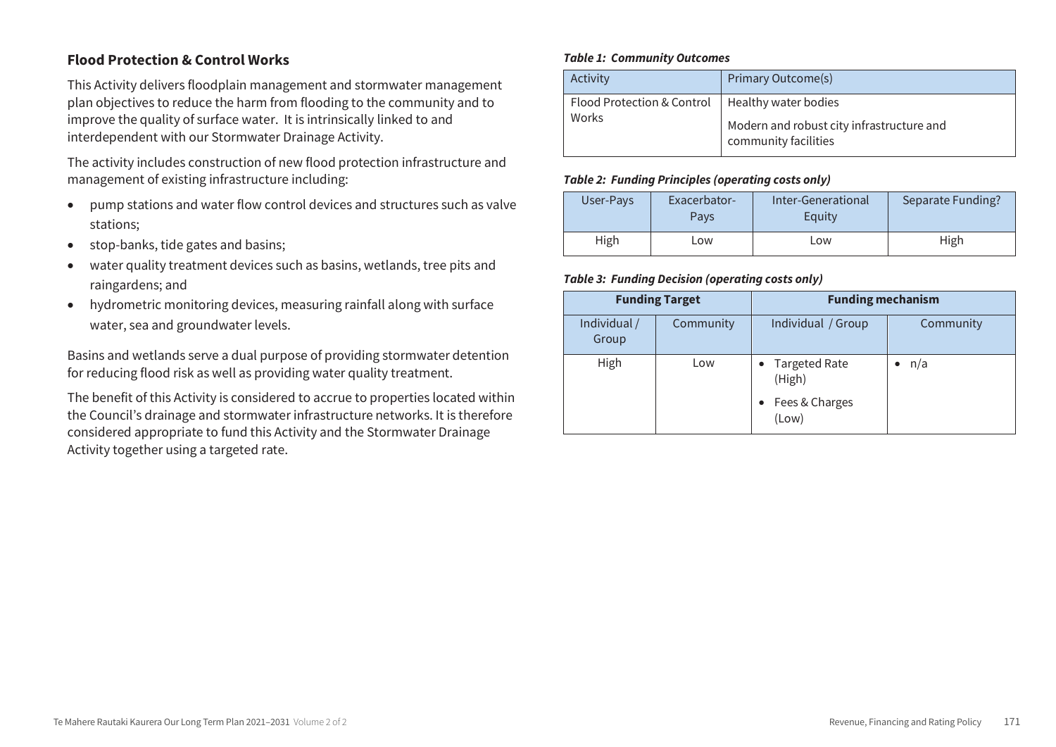## Flood Protection & Control Works

This Activity delivers floodplain management and stormwater management plan objectives to reduce the harm from flooding to the community and to improve the quality of surface water. It is intrinsically linked to and interdependent with our Stormwater Drainage Activity.

The activity includes construction of new flood protection infrastructure and management of existing infrastructure including:

- pump stations and water flow control devices and structures such as valve stations;
- stop-banks, tide gates and basins;
- water quality treatment devices such as basins, wetlands, tree pits and raingardens; and
- hydrometric monitoring devices, measuring rainfall along with surface water, sea and groundwater levels.

Basins and wetlands serve a dual purpose of providing stormwater detention for reducing flood risk as well as providing water quality treatment.

The benefit of this Activity is considered to accrue to properties located within the Council's drainage and stormwater infrastructure networks. It is therefore considered appropriate to fund this Activity and the Stormwater Drainage Activity together using a targeted rate.

***Table 1: Community Outcomes***

| Activity | Primary Outcome(s) |
|---|---|
| Flood Protection & Control Works | Healthy water bodies<br>Modern and robust city infrastructure and community facilities |

***Table 2: Funding Principles (operating costs only)***

| User-Pays | Exacerbator-Pays | Inter-Generational Equity | Separate Funding? |
|---|---|---|---|
| High | Low | Low | High |

***Table 3: Funding Decision (operating costs only)***

| Funding Target | | Funding mechanism | |
|---|---|---|---|
| Individual / Group | Community | Individual / Group | Community |
| High | Low | • Targeted Rate (High)<br>• Fees & Charges (Low) | • n/a |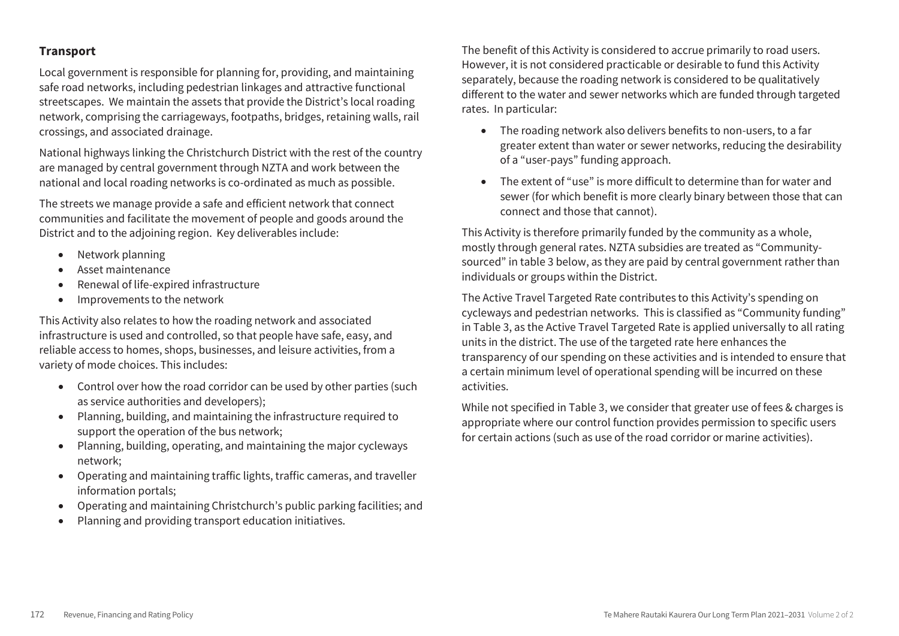## Transport

Local government is responsible for planning for, providing, and maintaining safe road networks, including pedestrian linkages and attractive functional streetscapes. We maintain the assets that provide the District's local roading network, comprising the carriageways, footpaths, bridges, retaining walls, rail crossings, and associated drainage.

National highways linking the Christchurch District with the rest of the country are managed by central government through NZTA and work between the national and local roading networks is co-ordinated as much as possible.

The streets we manage provide a safe and efficient network that connect communities and facilitate the movement of people and goods around the District and to the adjoining region. Key deliverables include:

- Network planning
- Asset maintenance
- Renewal of life-expired infrastructure
- Improvements to the network

This Activity also relates to how the roading network and associated infrastructure is used and controlled, so that people have safe, easy, and reliable access to homes, shops, businesses, and leisure activities, from a variety of mode choices. This includes:

- Control over how the road corridor can be used by other parties (such as service authorities and developers);
- Planning, building, and maintaining the infrastructure required to support the operation of the bus network;
- Planning, building, operating, and maintaining the major cycleways network;
- Operating and maintaining traffic lights, traffic cameras, and traveller information portals;
- Operating and maintaining Christchurch's public parking facilities; and
- Planning and providing transport education initiatives.

The benefit of this Activity is considered to accrue primarily to road users. However, it is not considered practicable or desirable to fund this Activity separately, because the roading network is considered to be qualitatively different to the water and sewer networks which are funded through targeted rates. In particular:

- The roading network also delivers benefits to non-users, to a far greater extent than water or sewer networks, reducing the desirability of a "user-pays" funding approach.
- The extent of "use" is more difficult to determine than for water and sewer (for which benefit is more clearly binary between those that can connect and those that cannot).

This Activity is therefore primarily funded by the community as a whole, mostly through general rates. NZTA subsidies are treated as "Community-sourced" in table 3 below, as they are paid by central government rather than individuals or groups within the District.

The Active Travel Targeted Rate contributes to this Activity's spending on cycleways and pedestrian networks. This is classified as "Community funding" in Table 3, as the Active Travel Targeted Rate is applied universally to all rating units in the district. The use of the targeted rate here enhances the transparency of our spending on these activities and is intended to ensure that a certain minimum level of operational spending will be incurred on these activities.

While not specified in Table 3, we consider that greater use of fees & charges is appropriate where our control function provides permission to specific users for certain actions (such as use of the road corridor or marine activities).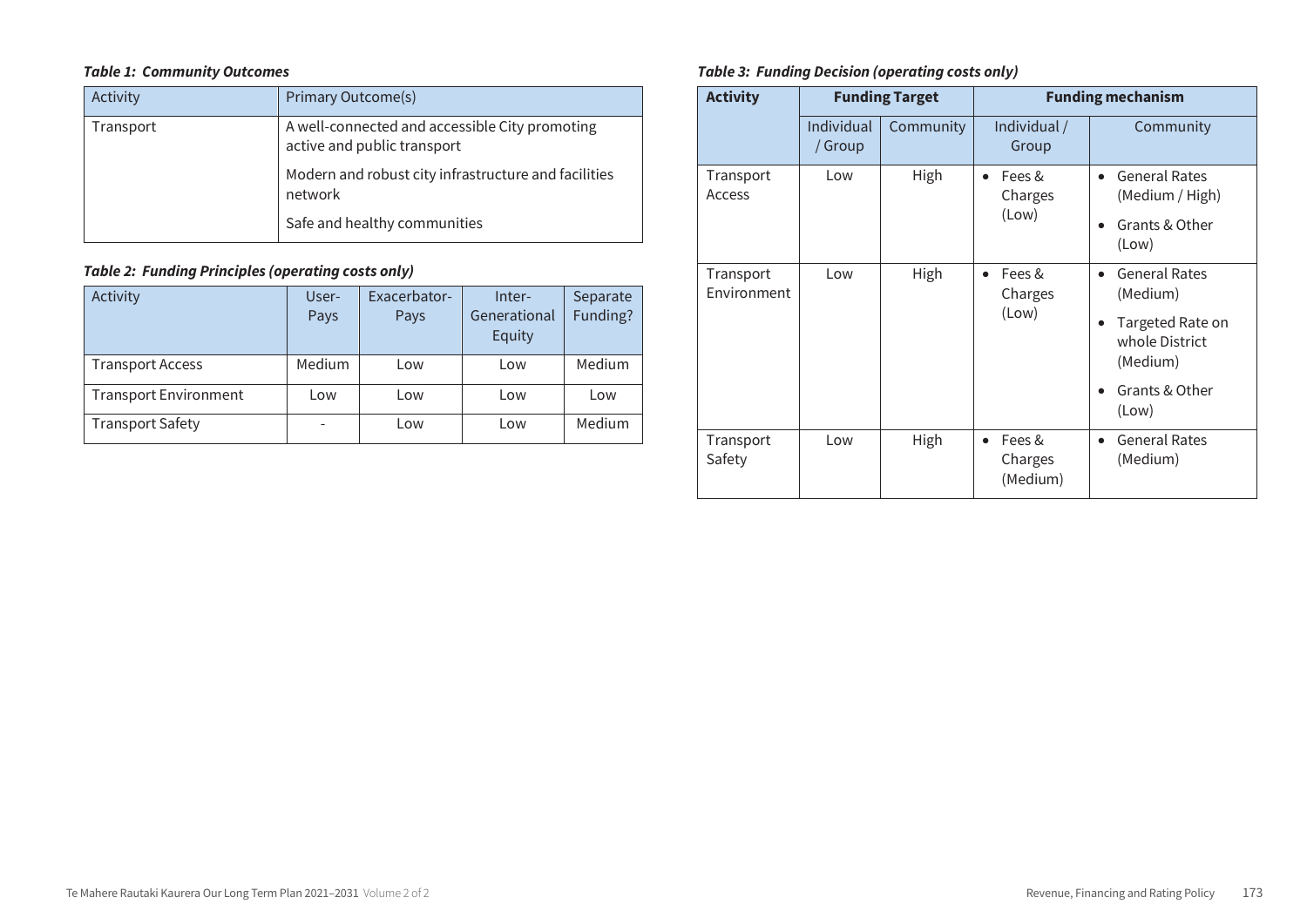***Table 1: Community Outcomes***

| Activity | Primary Outcome(s) |
|---|---|
| Transport | A well-connected and accessible City promoting active and public transport<br>Modern and robust city infrastructure and facilities network<br>Safe and healthy communities |

***Table 2: Funding Principles (operating costs only)***

| Activity | User-Pays | Exacerbator-Pays | Inter-Generational Equity | Separate Funding? |
|---|---|---|---|---|
| Transport Access | Medium | Low | Low | Medium |
| Transport Environment | Low | Low | Low | Low |
| Transport Safety | - | Low | Low | Medium |

***Table 3: Funding Decision (operating costs only)***

| **Activity** | **Funding Target** | | **Funding mechanism** | |
|---|---|---|---|---|
| | Individual / Group | Community | Individual / Group | Community |
| Transport Access | Low | High | • Fees & Charges (Low) | • General Rates (Medium / High)<br>• Grants & Other (Low) |
| Transport Environment | Low | High | • Fees & Charges (Low) | • General Rates (Medium)<br>• Targeted Rate on whole District (Medium)<br>• Grants & Other (Low) |
| Transport Safety | Low | High | • Fees & Charges (Medium) | • General Rates (Medium) |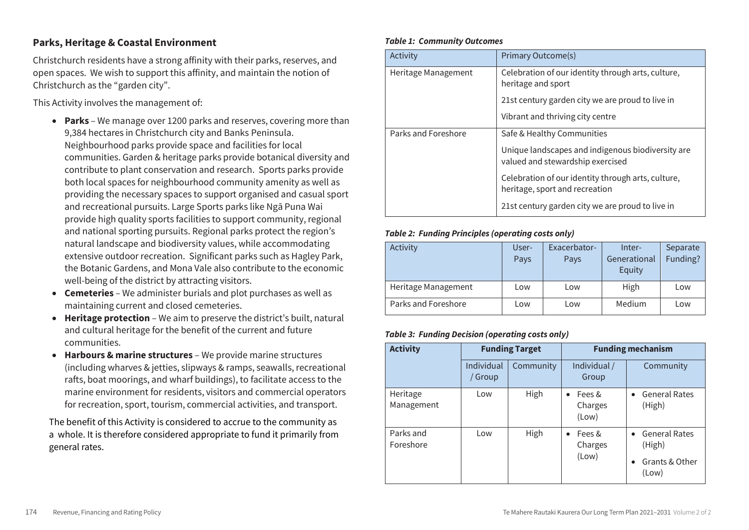## Parks, Heritage & Coastal Environment

Christchurch residents have a strong affinity with their parks, reserves, and open spaces. We wish to support this affinity, and maintain the notion of Christchurch as the "garden city".

This Activity involves the management of:

- **Parks** – We manage over 1200 parks and reserves, covering more than 9,384 hectares in Christchurch city and Banks Peninsula. Neighbourhood parks provide space and facilities for local communities. Garden & heritage parks provide botanical diversity and contribute to plant conservation and research. Sports parks provide both local spaces for neighbourhood community amenity as well as providing the necessary spaces to support organised and casual sport and recreational pursuits. Large Sports parks like Ngā Puna Wai provide high quality sports facilities to support community, regional and national sporting pursuits. Regional parks protect the region's natural landscape and biodiversity values, while accommodating extensive outdoor recreation. Significant parks such as Hagley Park, the Botanic Gardens, and Mona Vale also contribute to the economic well-being of the district by attracting visitors.
- **Cemeteries** – We administer burials and plot purchases as well as maintaining current and closed cemeteries.
- **Heritage protection** – We aim to preserve the district's built, natural and cultural heritage for the benefit of the current and future communities.
- **Harbours & marine structures** – We provide marine structures (including wharves & jetties, slipways & ramps, seawalls, recreational rafts, boat moorings, and wharf buildings), to facilitate access to the marine environment for residents, visitors and commercial operators for recreation, sport, tourism, commercial activities, and transport.

The benefit of this Activity is considered to accrue to the community as a whole. It is therefore considered appropriate to fund it primarily from general rates.

***Table 1: Community Outcomes***

| Activity | Primary Outcome(s) |
|---|---|
| Heritage Management | Celebration of our identity through arts, culture, heritage and sport |
| | 21st century garden city we are proud to live in |
| | Vibrant and thriving city centre |
| Parks and Foreshore | Safe & Healthy Communities |
| | Unique landscapes and indigenous biodiversity are valued and stewardship exercised |
| | Celebration of our identity through arts, culture, heritage, sport and recreation |
| | 21st century garden city we are proud to live in |

***Table 2: Funding Principles (operating costs only)***

| Activity | User-Pays | Exacerbator-Pays | Inter-Generational Equity | Separate Funding? |
|---|---|---|---|---|
| Heritage Management | Low | Low | High | Low |
| Parks and Foreshore | Low | Low | Medium | Low |

***Table 3: Funding Decision (operating costs only)***

| Activity | Funding Target | | Funding mechanism | |
|---|---|---|---|---|
| | Individual / Group | Community | Individual / Group | Community |
| Heritage Management | Low | High | • Fees & Charges (Low) | • General Rates (High) |
| Parks and Foreshore | Low | High | • Fees & Charges (Low) | • General Rates (High)<br>• Grants & Other (Low) |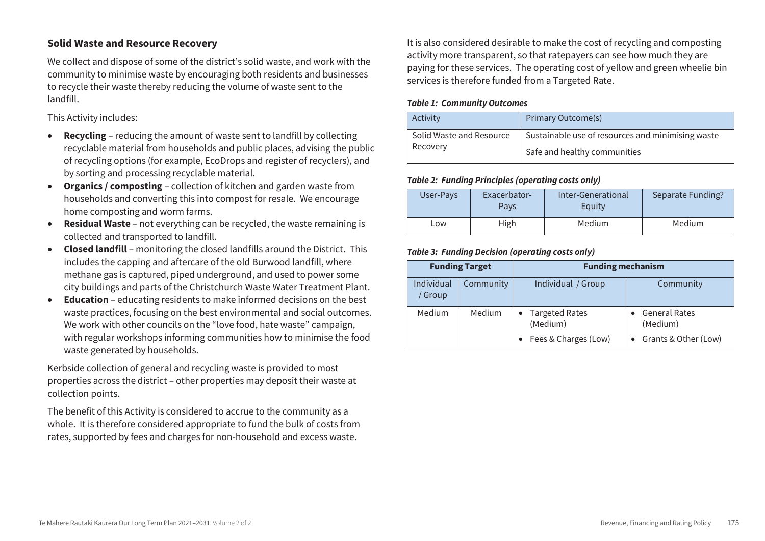## Solid Waste and Resource Recovery

We collect and dispose of some of the district's solid waste, and work with the community to minimise waste by encouraging both residents and businesses to recycle their waste thereby reducing the volume of waste sent to the landfill.

This Activity includes:

- **Recycling** – reducing the amount of waste sent to landfill by collecting recyclable material from households and public places, advising the public of recycling options (for example, EcoDrops and register of recyclers), and by sorting and processing recyclable material.
- **Organics / composting** – collection of kitchen and garden waste from households and converting this into compost for resale. We encourage home composting and worm farms.
- **Residual Waste** – not everything can be recycled, the waste remaining is collected and transported to landfill.
- **Closed landfill** – monitoring the closed landfills around the District. This includes the capping and aftercare of the old Burwood landfill, where methane gas is captured, piped underground, and used to power some city buildings and parts of the Christchurch Waste Water Treatment Plant.
- **Education** – educating residents to make informed decisions on the best waste practices, focusing on the best environmental and social outcomes. We work with other councils on the "love food, hate waste" campaign, with regular workshops informing communities how to minimise the food waste generated by households.

Kerbside collection of general and recycling waste is provided to most properties across the district – other properties may deposit their waste at collection points.

The benefit of this Activity is considered to accrue to the community as a whole. It is therefore considered appropriate to fund the bulk of costs from rates, supported by fees and charges for non-household and excess waste.

It is also considered desirable to make the cost of recycling and composting activity more transparent, so that ratepayers can see how much they are paying for these services. The operating cost of yellow and green wheelie bin services is therefore funded from a Targeted Rate.

***Table 1: Community Outcomes***

| Activity | Primary Outcome(s) |
|---|---|
| Solid Waste and Resource Recovery | Sustainable use of resources and minimising waste<br>Safe and healthy communities |

***Table 2: Funding Principles (operating costs only)***

| User-Pays | Exacerbator-Pays | Inter-Generational Equity | Separate Funding? |
|---|---|---|---|
| Low | High | Medium | Medium |

***Table 3: Funding Decision (operating costs only)***

| Funding Target | | Funding mechanism | |
|---|---|---|---|
| Individual / Group | Community | Individual / Group | Community |
| Medium | Medium | • Targeted Rates (Medium)<br>• Fees & Charges (Low) | • General Rates (Medium)<br>• Grants & Other (Low) |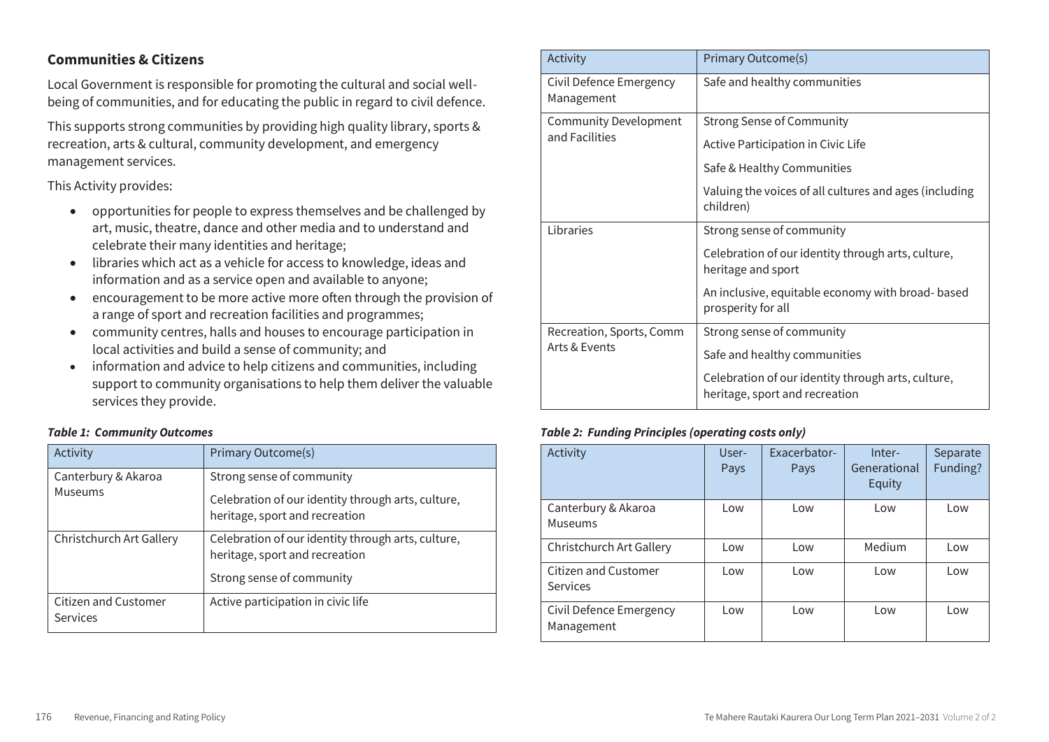### Communities & Citizens

Local Government is responsible for promoting the cultural and social well-being of communities, and for educating the public in regard to civil defence.

This supports strong communities by providing high quality library, sports & recreation, arts & cultural, community development, and emergency management services.

This Activity provides:

- opportunities for people to express themselves and be challenged by art, music, theatre, dance and other media and to understand and celebrate their many identities and heritage;
- libraries which act as a vehicle for access to knowledge, ideas and information and as a service open and available to anyone;
- encouragement to be more active more often through the provision of a range of sport and recreation facilities and programmes;
- community centres, halls and houses to encourage participation in local activities and build a sense of community; and
- information and advice to help citizens and communities, including support to community organisations to help them deliver the valuable services they provide.

***Table 1: Community Outcomes***

| Activity | Primary Outcome(s) |
|---|---|
| Canterbury & Akaroa Museums | Strong sense of community<br>Celebration of our identity through arts, culture, heritage, sport and recreation |
| Christchurch Art Gallery | Celebration of our identity through arts, culture, heritage, sport and recreation<br>Strong sense of community |
| Citizen and Customer Services | Active participation in civic life |
| Civil Defence Emergency Management | Safe and healthy communities |
| Community Development and Facilities | Strong Sense of Community<br>Active Participation in Civic Life<br>Safe & Healthy Communities<br>Valuing the voices of all cultures and ages (including children) |
| Libraries | Strong sense of community<br>Celebration of our identity through arts, culture, heritage and sport<br>An inclusive, equitable economy with broad- based prosperity for all |
| Recreation, Sports, Comm Arts & Events | Strong sense of community<br>Safe and healthy communities<br>Celebration of our identity through arts, culture, heritage, sport and recreation |

***Table 2: Funding Principles (operating costs only)***

| Activity | User-Pays | Exacerbator-Pays | Inter-Generational Equity | Separate Funding? |
|---|---|---|---|---|
| Canterbury & Akaroa Museums | Low | Low | Low | Low |
| Christchurch Art Gallery | Low | Low | Medium | Low |
| Citizen and Customer Services | Low | Low | Low | Low |
| Civil Defence Emergency Management | Low | Low | Low | Low |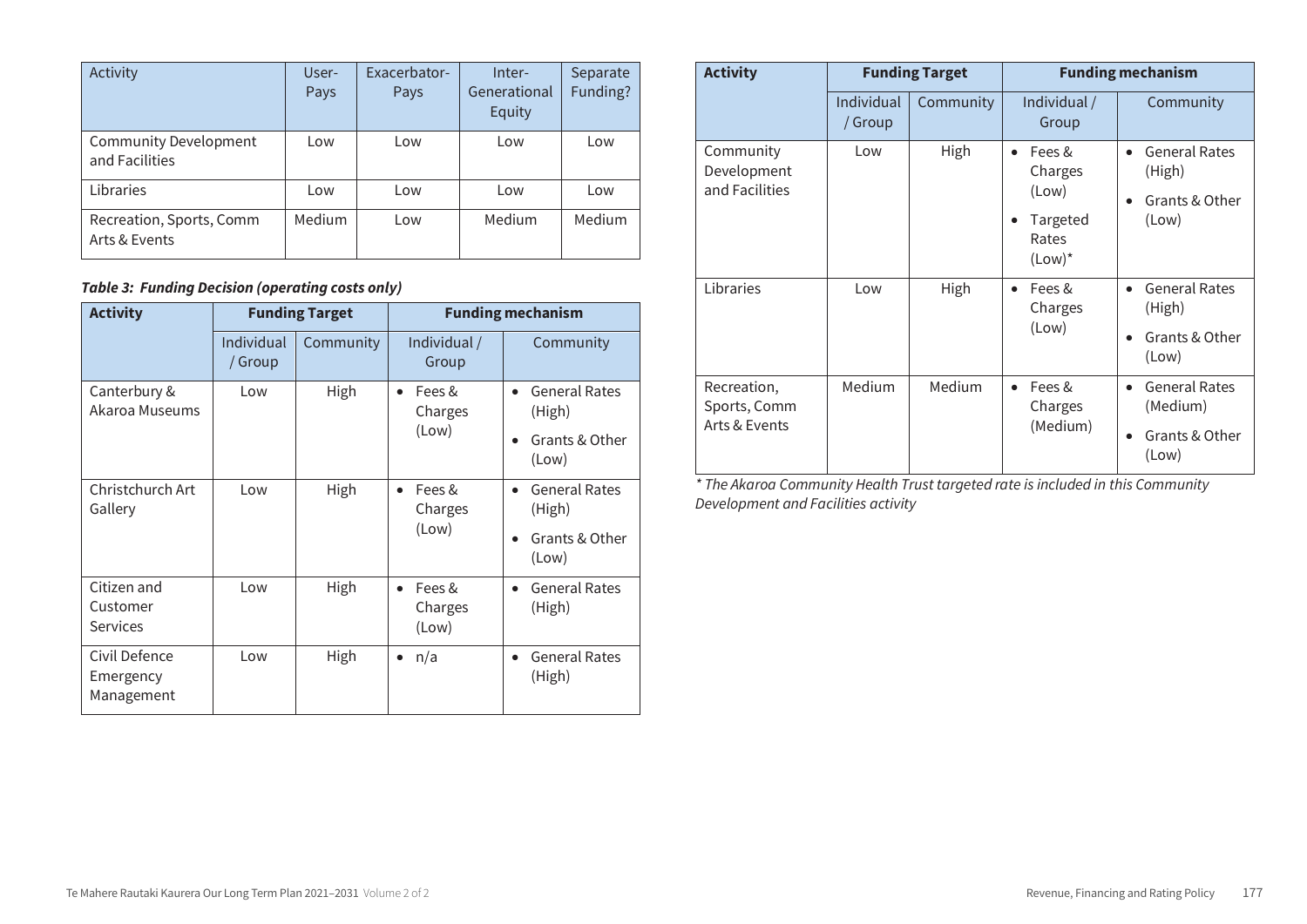| Activity | User-Pays | Exacerbator-Pays | Inter-Generational Equity | Separate Funding? |
|---|---|---|---|---|
| Community Development and Facilities | Low | Low | Low | Low |
| Libraries | Low | Low | Low | Low |
| Recreation, Sports, Comm Arts & Events | Medium | Low | Medium | Medium |

***Table 3: Funding Decision (operating costs only)***

| Activity | Funding Target | | Funding mechanism | |
|---|---|---|---|---|
| | Individual / Group | Community | Individual / Group | Community |
| Canterbury & Akaroa Museums | Low | High | • Fees & Charges (Low) | • General Rates (High)<br>• Grants & Other (Low) |
| Christchurch Art Gallery | Low | High | • Fees & Charges (Low) | • General Rates (High)<br>• Grants & Other (Low) |
| Citizen and Customer Services | Low | High | • Fees & Charges (Low) | • General Rates (High) |
| Civil Defence Emergency Management | Low | High | • n/a | • General Rates (High) |
| Community Development and Facilities | Low | High | • Fees & Charges (Low)<br>• Targeted Rates (Low)* | • General Rates (High)<br>• Grants & Other (Low) |
| Libraries | Low | High | • Fees & Charges (Low) | • General Rates (High)<br>• Grants & Other (Low) |
| Recreation, Sports, Comm Arts & Events | Medium | Medium | • Fees & Charges (Medium) | • General Rates (Medium)<br>• Grants & Other (Low) |

*\* The Akaroa Community Health Trust targeted rate is included in this Community Development and Facilities activity*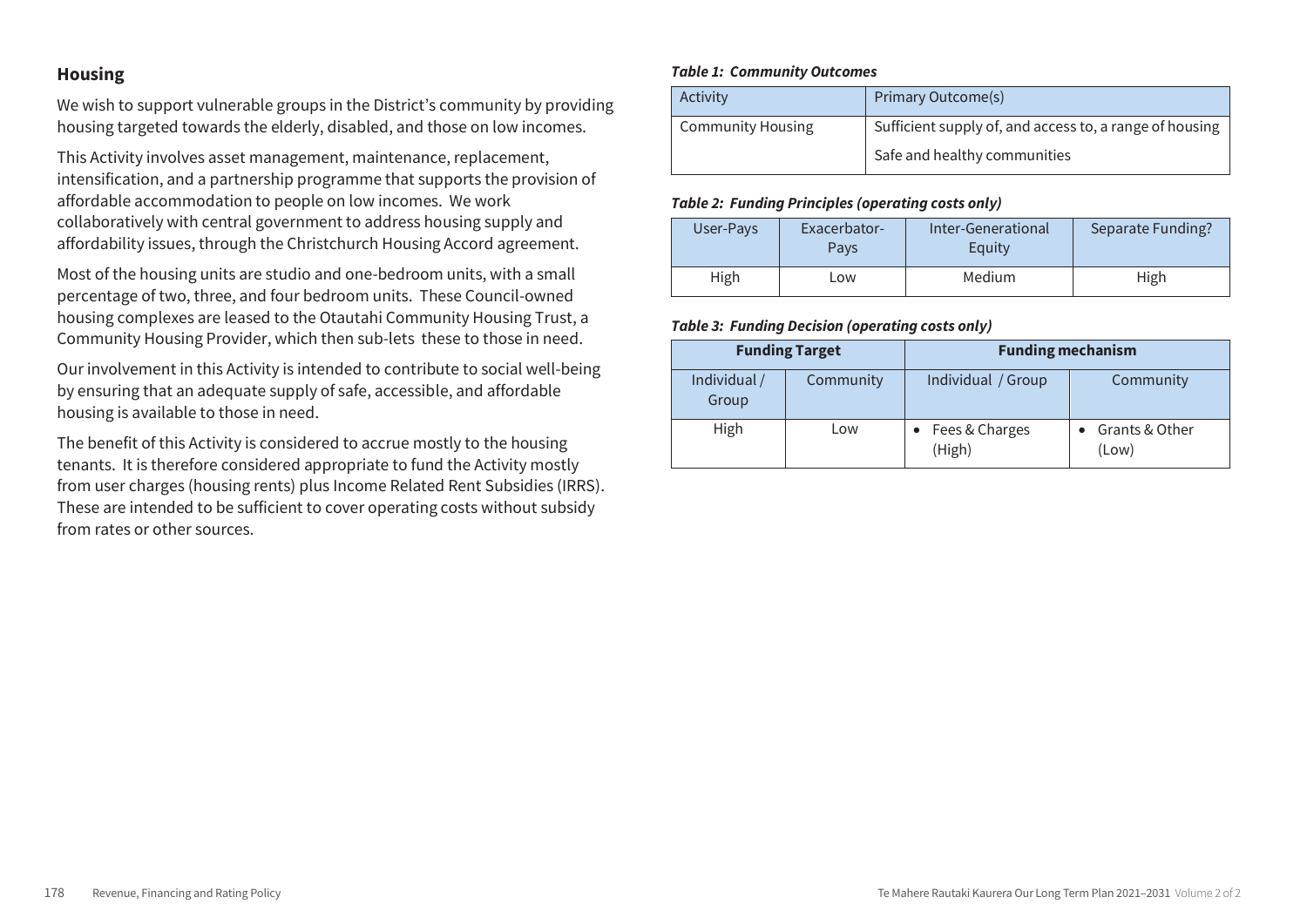## Housing

We wish to support vulnerable groups in the District's community by providing housing targeted towards the elderly, disabled, and those on low incomes.

This Activity involves asset management, maintenance, replacement, intensification, and a partnership programme that supports the provision of affordable accommodation to people on low incomes. We work collaboratively with central government to address housing supply and affordability issues, through the Christchurch Housing Accord agreement.

Most of the housing units are studio and one-bedroom units, with a small percentage of two, three, and four bedroom units. These Council-owned housing complexes are leased to the Otautahi Community Housing Trust, a Community Housing Provider, which then sub-lets these to those in need.

Our involvement in this Activity is intended to contribute to social well-being by ensuring that an adequate supply of safe, accessible, and affordable housing is available to those in need.

The benefit of this Activity is considered to accrue mostly to the housing tenants. It is therefore considered appropriate to fund the Activity mostly from user charges (housing rents) plus Income Related Rent Subsidies (IRRS). These are intended to be sufficient to cover operating costs without subsidy from rates or other sources.

***Table 1: Community Outcomes***

| Activity | Primary Outcome(s) |
|---|---|
| Community Housing | Sufficient supply of, and access to, a range of housing<br>Safe and healthy communities |

***Table 2: Funding Principles (operating costs only)***

| User-Pays | Exacerbator-Pays | Inter-Generational Equity | Separate Funding? |
|---|---|---|---|
| High | Low | Medium | High |

***Table 3: Funding Decision (operating costs only)***

| Funding Target | | Funding mechanism | |
|---|---|---|---|
| Individual / Group | Community | Individual / Group | Community |
| High | Low | • Fees & Charges (High) | • Grants & Other (Low) |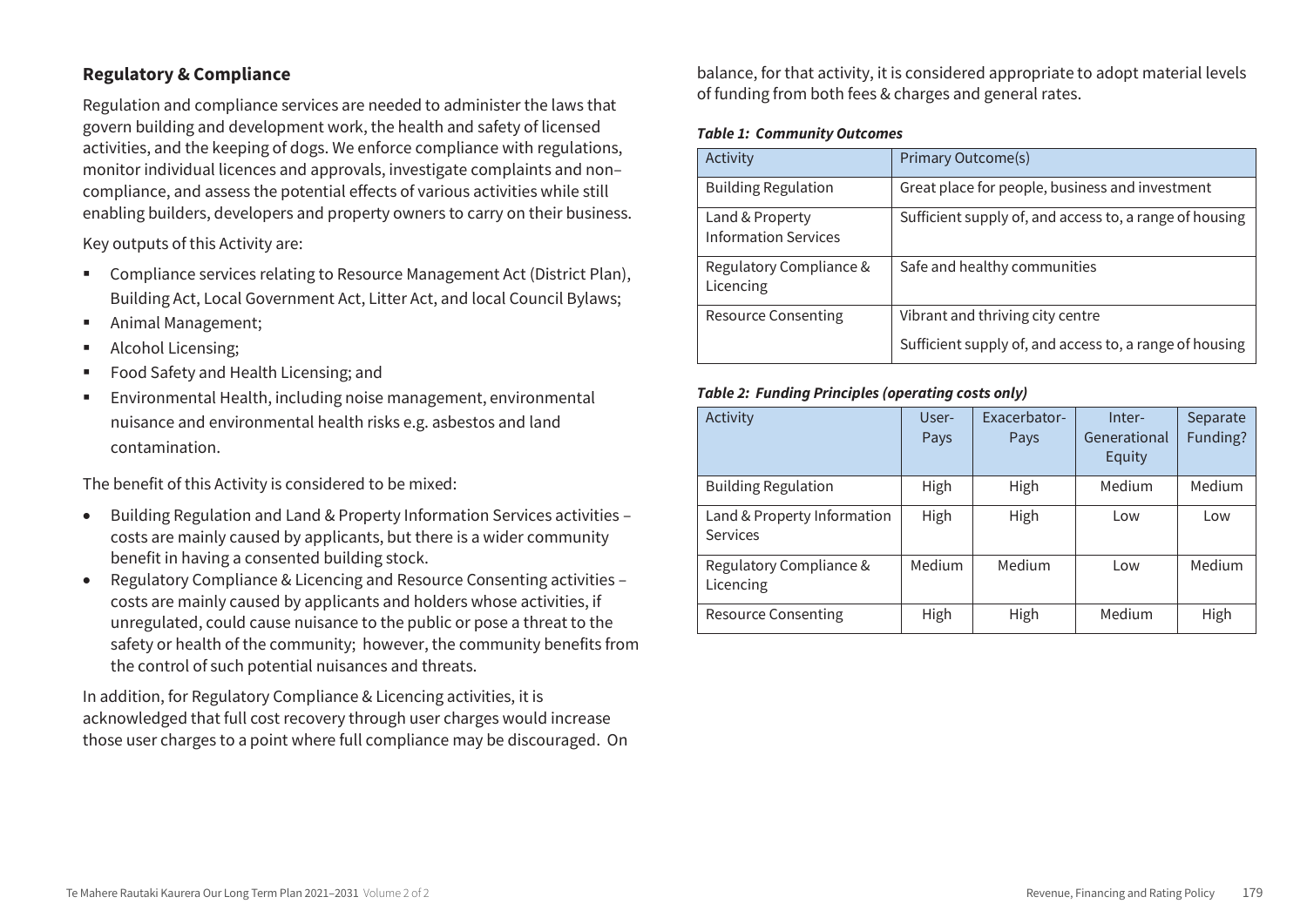## Regulatory & Compliance

Regulation and compliance services are needed to administer the laws that govern building and development work, the health and safety of licensed activities, and the keeping of dogs. We enforce compliance with regulations, monitor individual licences and approvals, investigate complaints and non–compliance, and assess the potential effects of various activities while still enabling builders, developers and property owners to carry on their business.

Key outputs of this Activity are:

- Compliance services relating to Resource Management Act (District Plan), Building Act, Local Government Act, Litter Act, and local Council Bylaws;
- Animal Management;
- Alcohol Licensing;
- Food Safety and Health Licensing; and
- Environmental Health, including noise management, environmental nuisance and environmental health risks e.g. asbestos and land contamination.

The benefit of this Activity is considered to be mixed:

- Building Regulation and Land & Property Information Services activities – costs are mainly caused by applicants, but there is a wider community benefit in having a consented building stock.
- Regulatory Compliance & Licencing and Resource Consenting activities – costs are mainly caused by applicants and holders whose activities, if unregulated, could cause nuisance to the public or pose a threat to the safety or health of the community; however, the community benefits from the control of such potential nuisances and threats.

In addition, for Regulatory Compliance & Licencing activities, it is acknowledged that full cost recovery through user charges would increase those user charges to a point where full compliance may be discouraged. On balance, for that activity, it is considered appropriate to adopt material levels of funding from both fees & charges and general rates.

***Table 1: Community Outcomes***

| Activity | Primary Outcome(s) |
|---|---|
| Building Regulation | Great place for people, business and investment |
| Land & Property Information Services | Sufficient supply of, and access to, a range of housing |
| Regulatory Compliance & Licencing | Safe and healthy communities |
| Resource Consenting | Vibrant and thriving city centre<br>Sufficient supply of, and access to, a range of housing |

***Table 2: Funding Principles (operating costs only)***

| Activity | User-Pays | Exacerbator-Pays | Inter-Generational Equity | Separate Funding? |
|---|---|---|---|---|
| Building Regulation | High | High | Medium | Medium |
| Land & Property Information Services | High | High | Low | Low |
| Regulatory Compliance & Licencing | Medium | Medium | Low | Medium |
| Resource Consenting | High | High | Medium | High |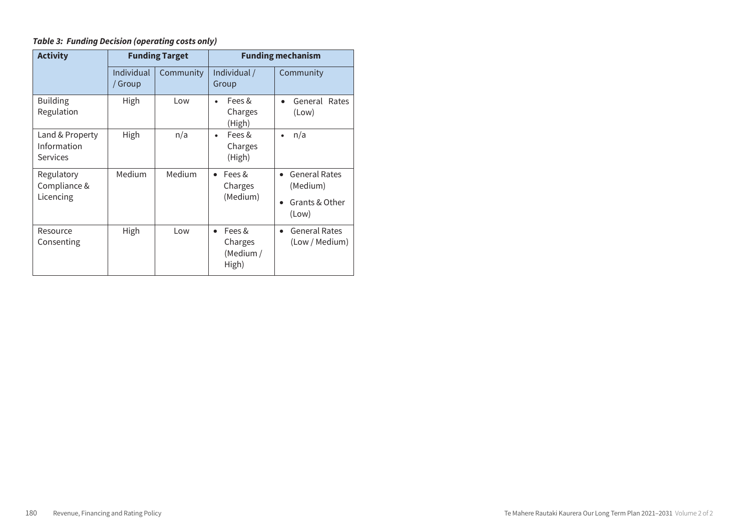***Table 3: Funding Decision (operating costs only)***

| Activity | Funding Target | | Funding mechanism | |
|---|---|---|---|---|
| | Individual / Group | Community | Individual / Group | Community |
| Building Regulation | High | Low | • Fees & Charges (High) | • General Rates (Low) |
| Land & Property Information Services | High | n/a | • Fees & Charges (High) | • n/a |
| Regulatory Compliance & Licencing | Medium | Medium | • Fees & Charges (Medium) | • General Rates (Medium)<br>• Grants & Other (Low) |
| Resource Consenting | High | Low | • Fees & Charges (Medium / High) | • General Rates (Low / Medium) |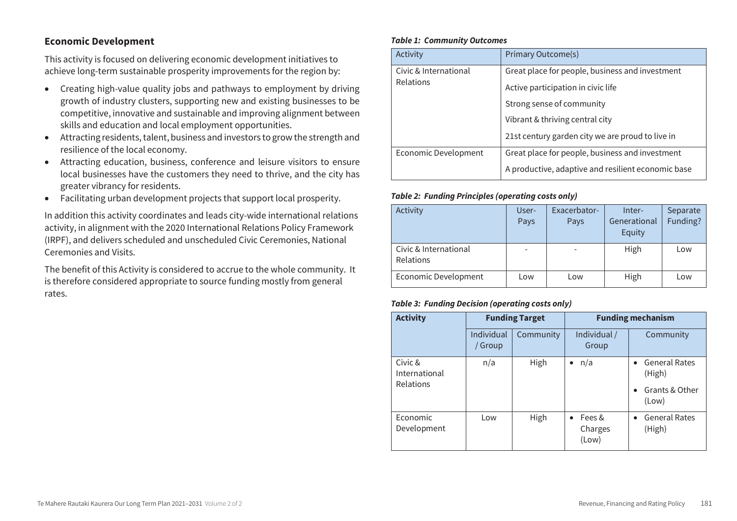## Economic Development

This activity is focused on delivering economic development initiatives to achieve long-term sustainable prosperity improvements for the region by:

- Creating high-value quality jobs and pathways to employment by driving growth of industry clusters, supporting new and existing businesses to be competitive, innovative and sustainable and improving alignment between skills and education and local employment opportunities.
- Attracting residents, talent, business and investors to grow the strength and resilience of the local economy.
- Attracting education, business, conference and leisure visitors to ensure local businesses have the customers they need to thrive, and the city has greater vibrancy for residents.
- Facilitating urban development projects that support local prosperity.

In addition this activity coordinates and leads city-wide international relations activity, in alignment with the 2020 International Relations Policy Framework (IRPF), and delivers scheduled and unscheduled Civic Ceremonies, National Ceremonies and Visits.

The benefit of this Activity is considered to accrue to the whole community. It is therefore considered appropriate to source funding mostly from general rates.

***Table 1: Community Outcomes***

| Activity | Primary Outcome(s) |
|---|---|
| Civic & International Relations | Great place for people, business and investment |
| | Active participation in civic life |
| | Strong sense of community |
| | Vibrant & thriving central city |
| | 21st century garden city we are proud to live in |
| Economic Development | Great place for people, business and investment |
| | A productive, adaptive and resilient economic base |

***Table 2: Funding Principles (operating costs only)***

| Activity | User-Pays | Exacerbator-Pays | Inter-Generational Equity | Separate Funding? |
|---|---|---|---|---|
| Civic & International Relations | - | - | High | Low |
| Economic Development | Low | Low | High | Low |

***Table 3: Funding Decision (operating costs only)***

| Activity | Funding Target | | Funding mechanism | |
|---|---|---|---|---|
| | Individual / Group | Community | Individual / Group | Community |
| Civic & International Relations | n/a | High | • n/a | • General Rates (High)<br>• Grants & Other (Low) |
| Economic Development | Low | High | • Fees & Charges (Low) | • General Rates (High) |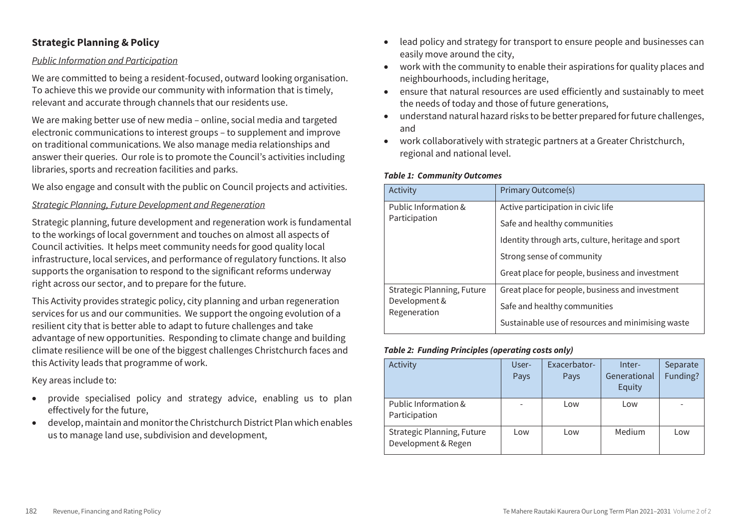## Strategic Planning & Policy

*Public Information and Participation*

We are committed to being a resident-focused, outward looking organisation. To achieve this we provide our community with information that is timely, relevant and accurate through channels that our residents use.

We are making better use of new media – online, social media and targeted electronic communications to interest groups – to supplement and improve on traditional communications. We also manage media relationships and answer their queries. Our role is to promote the Council's activities including libraries, sports and recreation facilities and parks.

We also engage and consult with the public on Council projects and activities.

*Strategic Planning, Future Development and Regeneration*

Strategic planning, future development and regeneration work is fundamental to the workings of local government and touches on almost all aspects of Council activities. It helps meet community needs for good quality local infrastructure, local services, and performance of regulatory functions. It also supports the organisation to respond to the significant reforms underway right across our sector, and to prepare for the future.

This Activity provides strategic policy, city planning and urban regeneration services for us and our communities. We support the ongoing evolution of a resilient city that is better able to adapt to future challenges and take advantage of new opportunities. Responding to climate change and building climate resilience will be one of the biggest challenges Christchurch faces and this Activity leads that programme of work.

Key areas include to:

- provide specialised policy and strategy advice, enabling us to plan effectively for the future,
- develop, maintain and monitor the Christchurch District Plan which enables us to manage land use, subdivision and development,
- lead policy and strategy for transport to ensure people and businesses can easily move around the city,
- work with the community to enable their aspirations for quality places and neighbourhoods, including heritage,
- ensure that natural resources are used efficiently and sustainably to meet the needs of today and those of future generations,
- understand natural hazard risks to be better prepared for future challenges, and
- work collaboratively with strategic partners at a Greater Christchurch, regional and national level.

***Table 1: Community Outcomes***

| Activity | Primary Outcome(s) |
|---|---|
| Public Information & Participation | Active participation in civic life |
| | Safe and healthy communities |
| | Identity through arts, culture, heritage and sport |
| | Strong sense of community |
| | Great place for people, business and investment |
| Strategic Planning, Future Development & Regeneration | Great place for people, business and investment |
| | Safe and healthy communities |
| | Sustainable use of resources and minimising waste |

***Table 2: Funding Principles (operating costs only)***

| Activity | User-Pays | Exacerbator-Pays | Inter-Generational Equity | Separate Funding? |
|---|---|---|---|---|
| Public Information & Participation | - | Low | Low | - |
| Strategic Planning, Future Development & Regen | Low | Low | Medium | Low |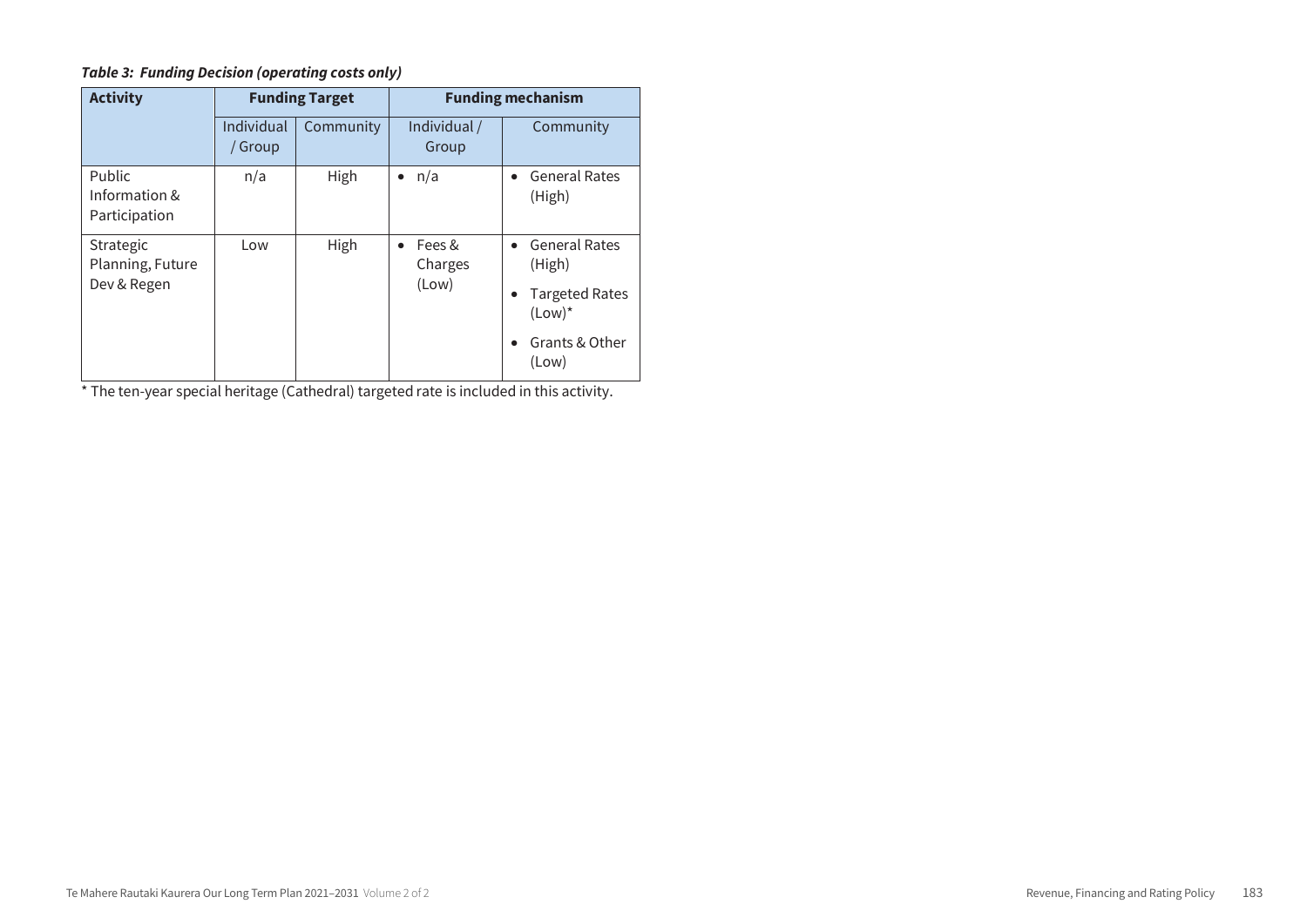***Table 3: Funding Decision (operating costs only)***

| Activity | Funding Target | | Funding mechanism | |
|---|---|---|---|---|
| | Individual / Group | Community | Individual / Group | Community |
| Public Information & Participation | n/a | High | • n/a | • General Rates (High) |
| Strategic Planning, Future Dev & Regen | Low | High | • Fees & Charges (Low) | • General Rates (High)<br>• Targeted Rates (Low)*<br>• Grants & Other (Low) |

* The ten-year special heritage (Cathedral) targeted rate is included in this activity.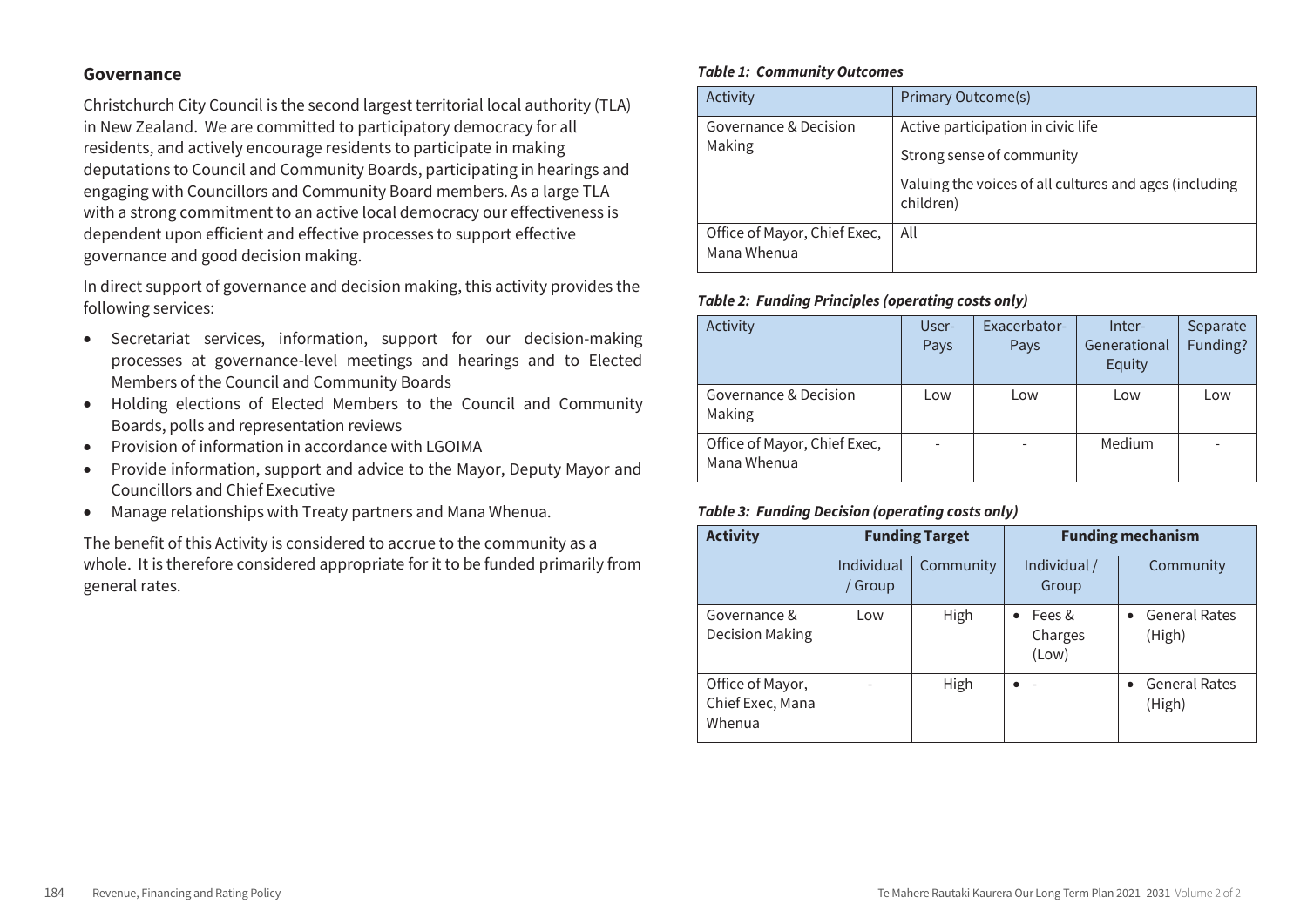## Governance

Christchurch City Council is the second largest territorial local authority (TLA) in New Zealand. We are committed to participatory democracy for all residents, and actively encourage residents to participate in making deputations to Council and Community Boards, participating in hearings and engaging with Councillors and Community Board members. As a large TLA with a strong commitment to an active local democracy our effectiveness is dependent upon efficient and effective processes to support effective governance and good decision making.

In direct support of governance and decision making, this activity provides the following services:

- Secretariat services, information, support for our decision-making processes at governance-level meetings and hearings and to Elected Members of the Council and Community Boards
- Holding elections of Elected Members to the Council and Community Boards, polls and representation reviews
- Provision of information in accordance with LGOIMA
- Provide information, support and advice to the Mayor, Deputy Mayor and Councillors and Chief Executive
- Manage relationships with Treaty partners and Mana Whenua.

The benefit of this Activity is considered to accrue to the community as a whole. It is therefore considered appropriate for it to be funded primarily from general rates.

***Table 1: Community Outcomes***

| Activity | Primary Outcome(s) |
|---|---|
| Governance & Decision Making | Active participation in civic life<br>Strong sense of community<br>Valuing the voices of all cultures and ages (including children) |
| Office of Mayor, Chief Exec, Mana Whenua | All |

***Table 2: Funding Principles (operating costs only)***

| Activity | User-Pays | Exacerbator-Pays | Inter-Generational Equity | Separate Funding? |
|---|---|---|---|---|
| Governance & Decision Making | Low | Low | Low | Low |
| Office of Mayor, Chief Exec, Mana Whenua | - | - | Medium | - |

***Table 3: Funding Decision (operating costs only)***

| Activity | Funding Target | | Funding mechanism | |
|---|---|---|---|---|
| | Individual / Group | Community | Individual / Group | Community |
| Governance & Decision Making | Low | High | • Fees & Charges (Low) | • General Rates (High) |
| Office of Mayor, Chief Exec, Mana Whenua | - | High | • - | • General Rates (High) |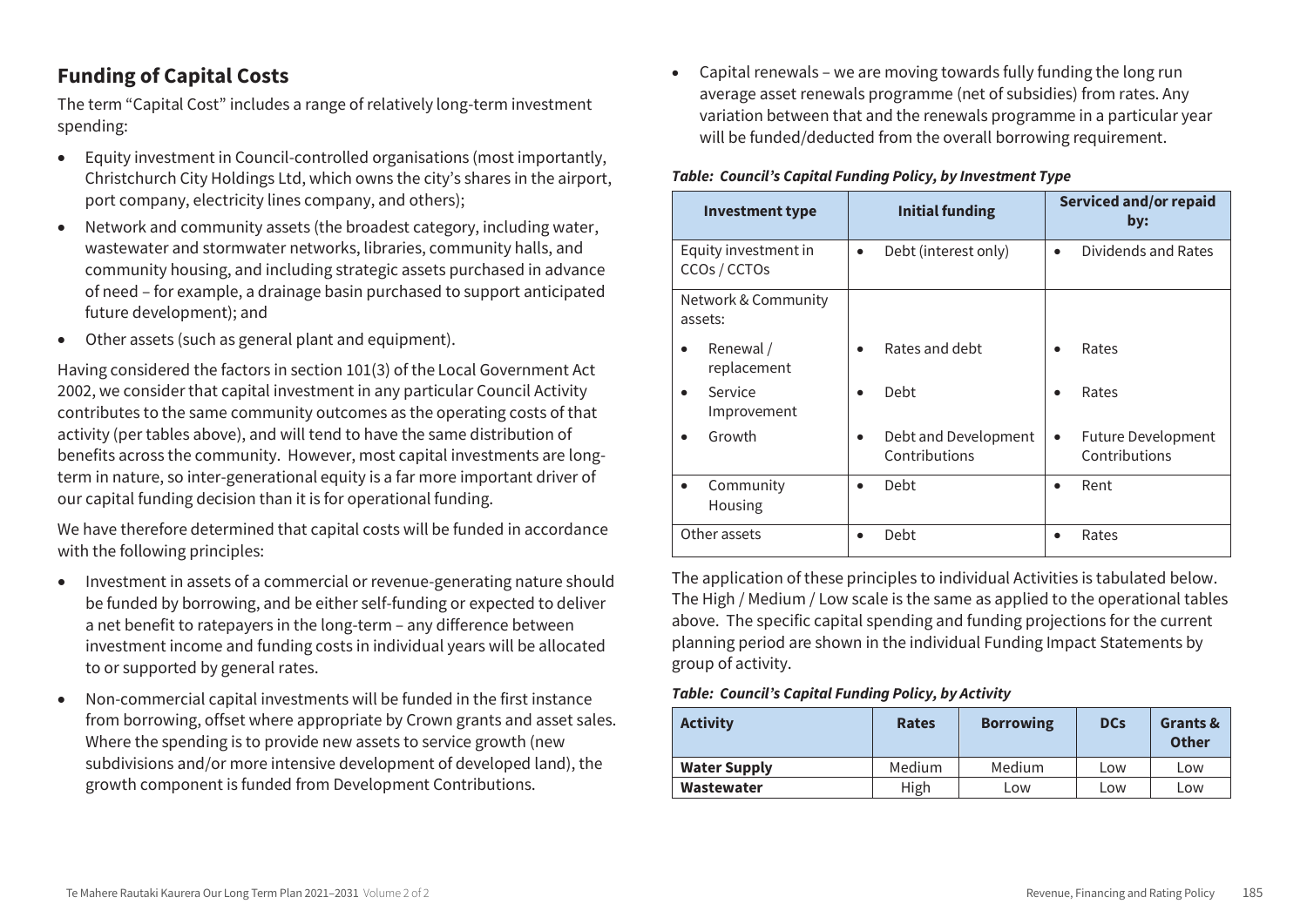## Funding of Capital Costs

The term "Capital Cost" includes a range of relatively long-term investment spending:

- Equity investment in Council-controlled organisations (most importantly, Christchurch City Holdings Ltd, which owns the city's shares in the airport, port company, electricity lines company, and others);
- Network and community assets (the broadest category, including water, wastewater and stormwater networks, libraries, community halls, and community housing, and including strategic assets purchased in advance of need – for example, a drainage basin purchased to support anticipated future development); and
- Other assets (such as general plant and equipment).

Having considered the factors in section 101(3) of the Local Government Act 2002, we consider that capital investment in any particular Council Activity contributes to the same community outcomes as the operating costs of that activity (per tables above), and will tend to have the same distribution of benefits across the community. However, most capital investments are long-term in nature, so inter-generational equity is a far more important driver of our capital funding decision than it is for operational funding.

We have therefore determined that capital costs will be funded in accordance with the following principles:

- Investment in assets of a commercial or revenue-generating nature should be funded by borrowing, and be either self-funding or expected to deliver a net benefit to ratepayers in the long-term – any difference between investment income and funding costs in individual years will be allocated to or supported by general rates.
- Non-commercial capital investments will be funded in the first instance from borrowing, offset where appropriate by Crown grants and asset sales. Where the spending is to provide new assets to service growth (new subdivisions and/or more intensive development of developed land), the growth component is funded from Development Contributions.
- Capital renewals – we are moving towards fully funding the long run average asset renewals programme (net of subsidies) from rates. Any variation between that and the renewals programme in a particular year will be funded/deducted from the overall borrowing requirement.

*Table: Council's Capital Funding Policy, by Investment Type*

| Investment type | Initial funding | Serviced and/or repaid by: |
|---|---|---|
| Equity investment in CCOs / CCTOs | • Debt (interest only) | • Dividends and Rates |
| Network & Community assets: | | |
| • Renewal / replacement | • Rates and debt | • Rates |
| • Service Improvement | • Debt | • Rates |
| • Growth | • Debt and Development Contributions | • Future Development Contributions |
| • Community Housing | • Debt | • Rent |
| Other assets | • Debt | • Rates |

The application of these principles to individual Activities is tabulated below. The High / Medium / Low scale is the same as applied to the operational tables above. The specific capital spending and funding projections for the current planning period are shown in the individual Funding Impact Statements by group of activity.

*Table: Council's Capital Funding Policy, by Activity*

| Activity | Rates | Borrowing | DCs | Grants & Other |
|---|---|---|---|---|
| **Water Supply** | Medium | Medium | Low | Low |
| **Wastewater** | High | Low | Low | Low |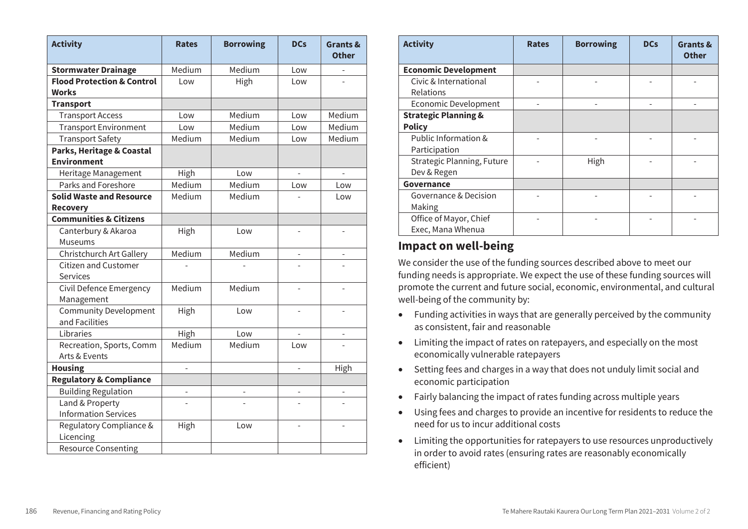| Activity | Rates | Borrowing | DCs | Grants & Other |
|---|---|---|---|---|
| **Stormwater Drainage** | Medium | Medium | Low | - |
| **Flood Protection & Control Works** | Low | High | Low | - |
| **Transport** | | | | |
| Transport Access | Low | Medium | Low | Medium |
| Transport Environment | Low | Medium | Low | Medium |
| Transport Safety | Medium | Medium | Low | Medium |
| **Parks, Heritage & Coastal Environment** | | | | |
| Heritage Management | High | Low | - | - |
| Parks and Foreshore | Medium | Medium | Low | Low |
| **Solid Waste and Resource Recovery** | Medium | Medium | - | Low |
| **Communities & Citizens** | | | | |
| Canterbury & Akaroa Museums | High | Low | - | - |
| Christchurch Art Gallery | Medium | Medium | - | - |
| Citizen and Customer Services | - | - | - | - |
| Civil Defence Emergency Management | Medium | Medium | - | - |
| Community Development and Facilities | High | Low | - | - |
| Libraries | High | Low | - | - |
| Recreation, Sports, Comm Arts & Events | Medium | Medium | Low | - |
| **Housing** | - | | - | High |
| **Regulatory & Compliance** | | | | |
| Building Regulation | - | - | - | - |
| Land & Property Information Services | - | - | - | - |
| Regulatory Compliance & Licencing | High | Low | - | - |
| Resource Consenting | | | | |

| Activity | Rates | Borrowing | DCs | Grants & Other |
|---|---|---|---|---|
| **Economic Development** | | | | |
| Civic & International Relations | - | - | - | - |
| Economic Development | - | - | - | - |
| **Strategic Planning & Policy** | | | | |
| Public Information & Participation | - | - | - | - |
| Strategic Planning, Future Dev & Regen | - | High | - | - |
| **Governance** | | | | |
| Governance & Decision Making | - | - | - | - |
| Office of Mayor, Chief Exec, Mana Whenua | - | - | - | - |

## Impact on well-being

We consider the use of the funding sources described above to meet our funding needs is appropriate. We expect the use of these funding sources will promote the current and future social, economic, environmental, and cultural well-being of the community by:

- Funding activities in ways that are generally perceived by the community as consistent, fair and reasonable
- Limiting the impact of rates on ratepayers, and especially on the most economically vulnerable ratepayers
- Setting fees and charges in a way that does not unduly limit social and economic participation
- Fairly balancing the impact of rates funding across multiple years
- Using fees and charges to provide an incentive for residents to reduce the need for us to incur additional costs
- Limiting the opportunities for ratepayers to use resources unproductively in order to avoid rates (ensuring rates are reasonably economically efficient)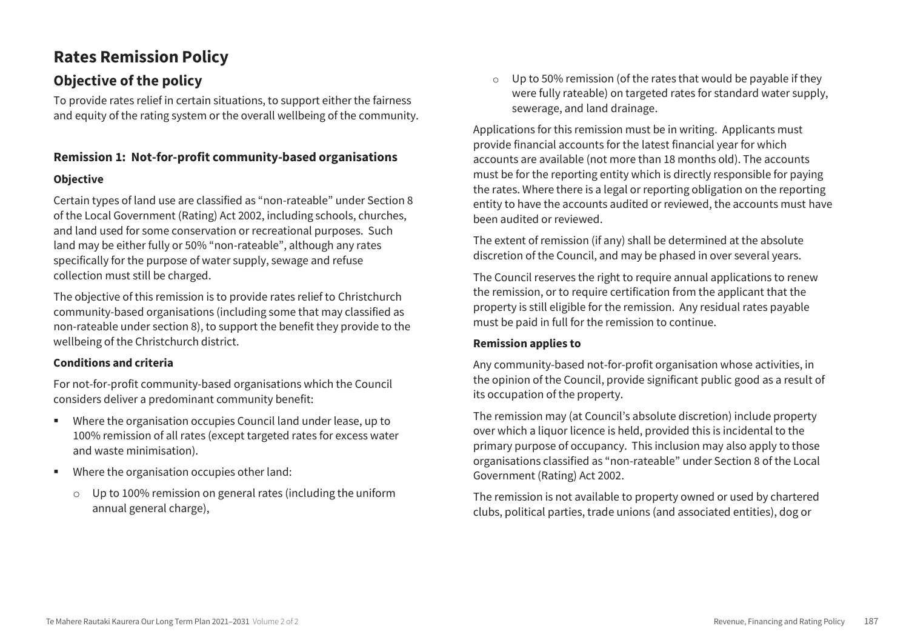# Rates Remission Policy

## Objective of the policy

To provide rates relief in certain situations, to support either the fairness and equity of the rating system or the overall wellbeing of the community.

### Remission 1: Not-for-profit community-based organisations

#### Objective

Certain types of land use are classified as "non-rateable" under Section 8 of the Local Government (Rating) Act 2002, including schools, churches, and land used for some conservation or recreational purposes. Such land may be either fully or 50% "non-rateable", although any rates specifically for the purpose of water supply, sewage and refuse collection must still be charged.

The objective of this remission is to provide rates relief to Christchurch community-based organisations (including some that may classified as non-rateable under section 8), to support the benefit they provide to the wellbeing of the Christchurch district.

#### Conditions and criteria

For not-for-profit community-based organisations which the Council considers deliver a predominant community benefit:

- Where the organisation occupies Council land under lease, up to 100% remission of all rates (except targeted rates for excess water and waste minimisation).
- Where the organisation occupies other land:
  - Up to 100% remission on general rates (including the uniform annual general charge),
  - Up to 50% remission (of the rates that would be payable if they were fully rateable) on targeted rates for standard water supply, sewerage, and land drainage.

Applications for this remission must be in writing. Applicants must provide financial accounts for the latest financial year for which accounts are available (not more than 18 months old). The accounts must be for the reporting entity which is directly responsible for paying the rates. Where there is a legal or reporting obligation on the reporting entity to have the accounts audited or reviewed, the accounts must have been audited or reviewed.

The extent of remission (if any) shall be determined at the absolute discretion of the Council, and may be phased in over several years.

The Council reserves the right to require annual applications to renew the remission, or to require certification from the applicant that the property is still eligible for the remission. Any residual rates payable must be paid in full for the remission to continue.

#### Remission applies to

Any community-based not-for-profit organisation whose activities, in the opinion of the Council, provide significant public good as a result of its occupation of the property.

The remission may (at Council's absolute discretion) include property over which a liquor licence is held, provided this is incidental to the primary purpose of occupancy. This inclusion may also apply to those organisations classified as "non-rateable" under Section 8 of the Local Government (Rating) Act 2002.

The remission is not available to property owned or used by chartered clubs, political parties, trade unions (and associated entities), dog or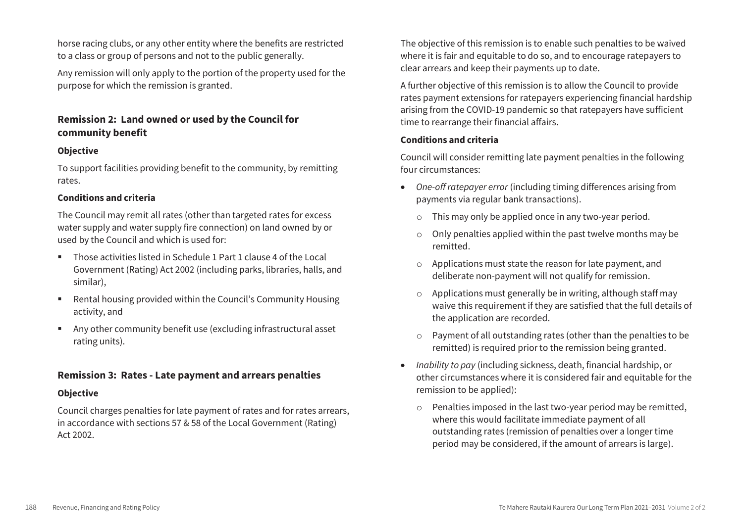horse racing clubs, or any other entity where the benefits are restricted to a class or group of persons and not to the public generally.

Any remission will only apply to the portion of the property used for the purpose for which the remission is granted.

### Remission 2: Land owned or used by the Council for community benefit

**Objective**

To support facilities providing benefit to the community, by remitting rates.

**Conditions and criteria**

The Council may remit all rates (other than targeted rates for excess water supply and water supply fire connection) on land owned by or used by the Council and which is used for:

- Those activities listed in Schedule 1 Part 1 clause 4 of the Local Government (Rating) Act 2002 (including parks, libraries, halls, and similar),
- Rental housing provided within the Council's Community Housing activity, and
- Any other community benefit use (excluding infrastructural asset rating units).

### Remission 3: Rates - Late payment and arrears penalties

**Objective**

Council charges penalties for late payment of rates and for rates arrears, in accordance with sections 57 & 58 of the Local Government (Rating) Act 2002.

The objective of this remission is to enable such penalties to be waived where it is fair and equitable to do so, and to encourage ratepayers to clear arrears and keep their payments up to date.

A further objective of this remission is to allow the Council to provide rates payment extensions for ratepayers experiencing financial hardship arising from the COVID-19 pandemic so that ratepayers have sufficient time to rearrange their financial affairs.

**Conditions and criteria**

Council will consider remitting late payment penalties in the following four circumstances:

- *One-off ratepayer error* (including timing differences arising from payments via regular bank transactions).
  - This may only be applied once in any two-year period.
  - Only penalties applied within the past twelve months may be remitted.
  - Applications must state the reason for late payment, and deliberate non-payment will not qualify for remission.
  - Applications must generally be in writing, although staff may waive this requirement if they are satisfied that the full details of the application are recorded.
  - Payment of all outstanding rates (other than the penalties to be remitted) is required prior to the remission being granted.
- *Inability to pay* (including sickness, death, financial hardship, or other circumstances where it is considered fair and equitable for the remission to be applied):
  - Penalties imposed in the last two-year period may be remitted, where this would facilitate immediate payment of all outstanding rates (remission of penalties over a longer time period may be considered, if the amount of arrears is large).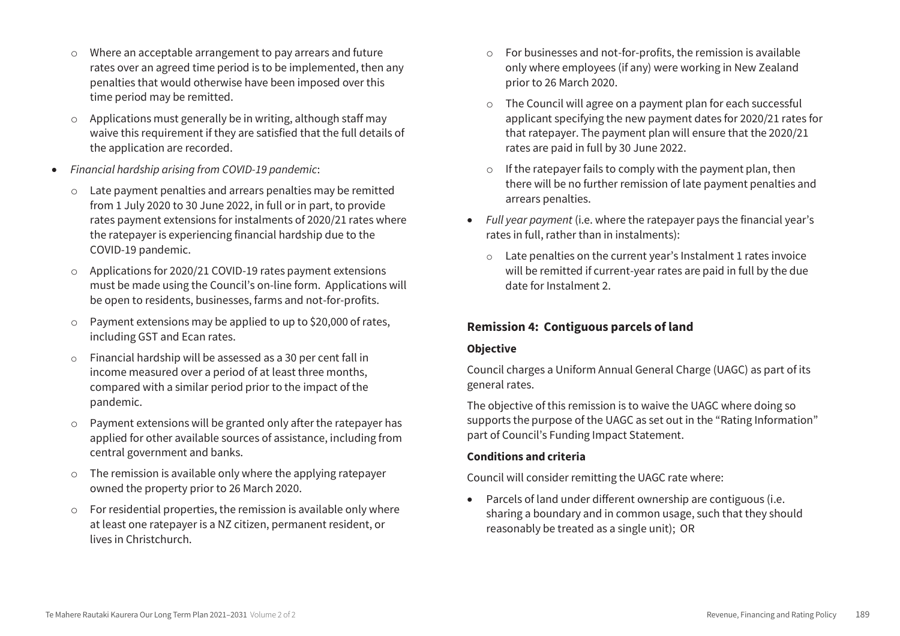- Where an acceptable arrangement to pay arrears and future rates over an agreed time period is to be implemented, then any penalties that would otherwise have been imposed over this time period may be remitted.
  - Applications must generally be in writing, although staff may waive this requirement if they are satisfied that the full details of the application are recorded.
- *Financial hardship arising from COVID-19 pandemic*:
  - Late payment penalties and arrears penalties may be remitted from 1 July 2020 to 30 June 2022, in full or in part, to provide rates payment extensions for instalments of 2020/21 rates where the ratepayer is experiencing financial hardship due to the COVID-19 pandemic.
  - Applications for 2020/21 COVID-19 rates payment extensions must be made using the Council's on-line form. Applications will be open to residents, businesses, farms and not-for-profits.
  - Payment extensions may be applied to up to $20,000 of rates, including GST and Ecan rates.
  - Financial hardship will be assessed as a 30 per cent fall in income measured over a period of at least three months, compared with a similar period prior to the impact of the pandemic.
  - Payment extensions will be granted only after the ratepayer has applied for other available sources of assistance, including from central government and banks.
  - The remission is available only where the applying ratepayer owned the property prior to 26 March 2020.
  - For residential properties, the remission is available only where at least one ratepayer is a NZ citizen, permanent resident, or lives in Christchurch.
  - For businesses and not-for-profits, the remission is available only where employees (if any) were working in New Zealand prior to 26 March 2020.
  - The Council will agree on a payment plan for each successful applicant specifying the new payment dates for 2020/21 rates for that ratepayer. The payment plan will ensure that the 2020/21 rates are paid in full by 30 June 2022.
  - If the ratepayer fails to comply with the payment plan, then there will be no further remission of late payment penalties and arrears penalties.
- *Full year payment* (i.e. where the ratepayer pays the financial year's rates in full, rather than in instalments):
  - Late penalties on the current year's Instalment 1 rates invoice will be remitted if current-year rates are paid in full by the due date for Instalment 2.

### Remission 4: Contiguous parcels of land

#### Objective

Council charges a Uniform Annual General Charge (UAGC) as part of its general rates.

The objective of this remission is to waive the UAGC where doing so supports the purpose of the UAGC as set out in the "Rating Information" part of Council's Funding Impact Statement.

#### Conditions and criteria

Council will consider remitting the UAGC rate where:

- Parcels of land under different ownership are contiguous (i.e. sharing a boundary and in common usage, such that they should reasonably be treated as a single unit); OR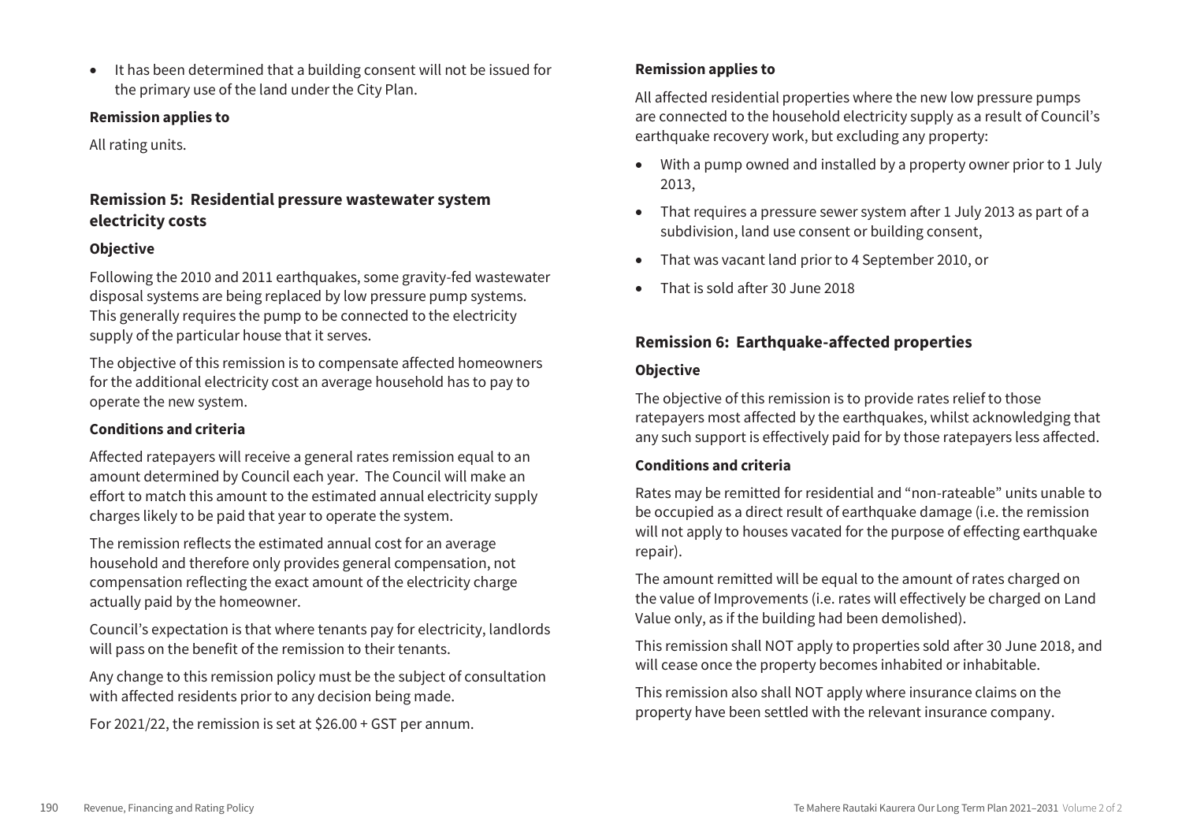- It has been determined that a building consent will not be issued for the primary use of the land under the City Plan.

**Remission applies to**

All rating units.

## Remission 5: Residential pressure wastewater system electricity costs

**Objective**

Following the 2010 and 2011 earthquakes, some gravity-fed wastewater disposal systems are being replaced by low pressure pump systems. This generally requires the pump to be connected to the electricity supply of the particular house that it serves.

The objective of this remission is to compensate affected homeowners for the additional electricity cost an average household has to pay to operate the new system.

**Conditions and criteria**

Affected ratepayers will receive a general rates remission equal to an amount determined by Council each year. The Council will make an effort to match this amount to the estimated annual electricity supply charges likely to be paid that year to operate the system.

The remission reflects the estimated annual cost for an average household and therefore only provides general compensation, not compensation reflecting the exact amount of the electricity charge actually paid by the homeowner.

Council's expectation is that where tenants pay for electricity, landlords will pass on the benefit of the remission to their tenants.

Any change to this remission policy must be the subject of consultation with affected residents prior to any decision being made.

For 2021/22, the remission is set at $26.00 + GST per annum.

**Remission applies to**

All affected residential properties where the new low pressure pumps are connected to the household electricity supply as a result of Council's earthquake recovery work, but excluding any property:

- With a pump owned and installed by a property owner prior to 1 July 2013,
- That requires a pressure sewer system after 1 July 2013 as part of a subdivision, land use consent or building consent,
- That was vacant land prior to 4 September 2010, or
- That is sold after 30 June 2018

## Remission 6: Earthquake-affected properties

**Objective**

The objective of this remission is to provide rates relief to those ratepayers most affected by the earthquakes, whilst acknowledging that any such support is effectively paid for by those ratepayers less affected.

**Conditions and criteria**

Rates may be remitted for residential and "non-rateable" units unable to be occupied as a direct result of earthquake damage (i.e. the remission will not apply to houses vacated for the purpose of effecting earthquake repair).

The amount remitted will be equal to the amount of rates charged on the value of Improvements (i.e. rates will effectively be charged on Land Value only, as if the building had been demolished).

This remission shall NOT apply to properties sold after 30 June 2018, and will cease once the property becomes inhabited or inhabitable.

This remission also shall NOT apply where insurance claims on the property have been settled with the relevant insurance company.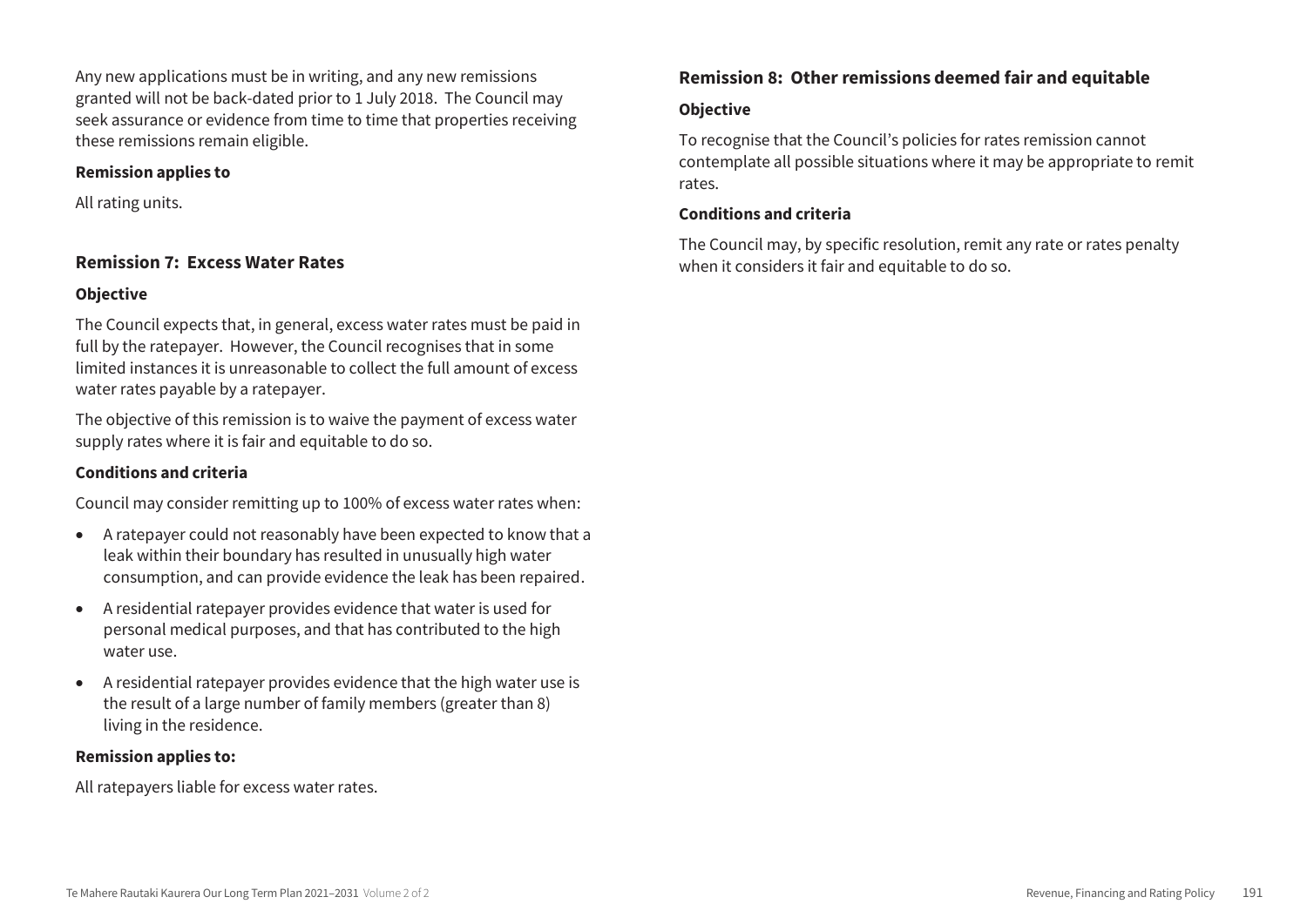Any new applications must be in writing, and any new remissions granted will not be back-dated prior to 1 July 2018. The Council may seek assurance or evidence from time to time that properties receiving these remissions remain eligible.

**Remission applies to**

All rating units.

### Remission 7: Excess Water Rates

**Objective**

The Council expects that, in general, excess water rates must be paid in full by the ratepayer. However, the Council recognises that in some limited instances it is unreasonable to collect the full amount of excess water rates payable by a ratepayer.

The objective of this remission is to waive the payment of excess water supply rates where it is fair and equitable to do so.

**Conditions and criteria**

Council may consider remitting up to 100% of excess water rates when:

- A ratepayer could not reasonably have been expected to know that a leak within their boundary has resulted in unusually high water consumption, and can provide evidence the leak has been repaired.
- A residential ratepayer provides evidence that water is used for personal medical purposes, and that has contributed to the high water use.
- A residential ratepayer provides evidence that the high water use is the result of a large number of family members (greater than 8) living in the residence.

**Remission applies to:**

All ratepayers liable for excess water rates.

### Remission 8: Other remissions deemed fair and equitable

**Objective**

To recognise that the Council's policies for rates remission cannot contemplate all possible situations where it may be appropriate to remit rates.

**Conditions and criteria**

The Council may, by specific resolution, remit any rate or rates penalty when it considers it fair and equitable to do so.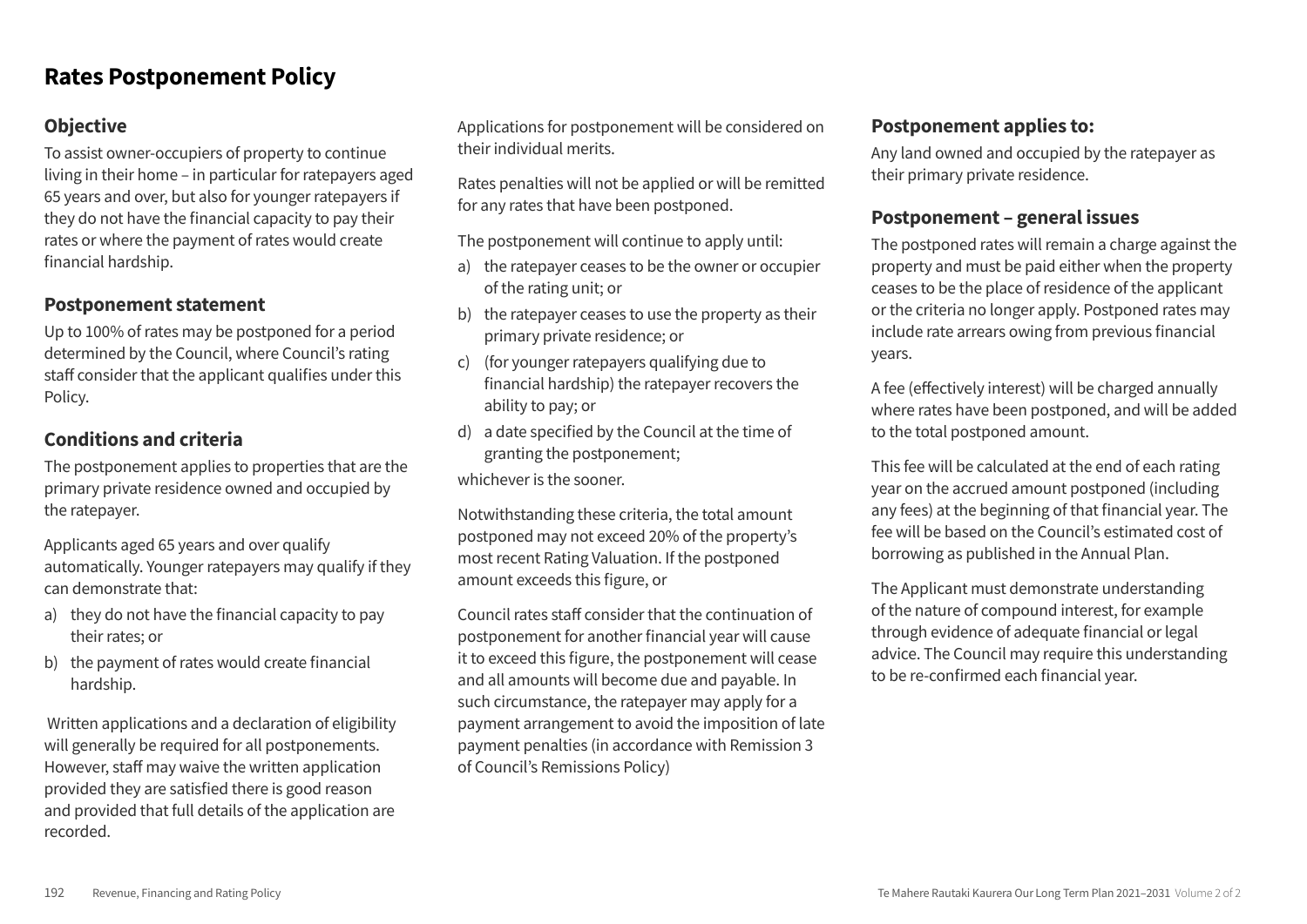# Rates Postponement Policy

## Objective

To assist owner-occupiers of property to continue living in their home – in particular for ratepayers aged 65 years and over, but also for younger ratepayers if they do not have the financial capacity to pay their rates or where the payment of rates would create financial hardship.

## Postponement statement

Up to 100% of rates may be postponed for a period determined by the Council, where Council's rating staff consider that the applicant qualifies under this Policy.

## Conditions and criteria

The postponement applies to properties that are the primary private residence owned and occupied by the ratepayer.

Applicants aged 65 years and over qualify automatically. Younger ratepayers may qualify if they can demonstrate that:

a) they do not have the financial capacity to pay their rates; or
b) the payment of rates would create financial hardship.

Written applications and a declaration of eligibility will generally be required for all postponements. However, staff may waive the written application provided they are satisfied there is good reason and provided that full details of the application are recorded.

Applications for postponement will be considered on their individual merits.

Rates penalties will not be applied or will be remitted for any rates that have been postponed.

The postponement will continue to apply until:

a) the ratepayer ceases to be the owner or occupier of the rating unit; or
b) the ratepayer ceases to use the property as their primary private residence; or
c) (for younger ratepayers qualifying due to financial hardship) the ratepayer recovers the ability to pay; or
d) a date specified by the Council at the time of granting the postponement;

whichever is the sooner.

Notwithstanding these criteria, the total amount postponed may not exceed 20% of the property's most recent Rating Valuation. If the postponed amount exceeds this figure, or

Council rates staff consider that the continuation of postponement for another financial year will cause it to exceed this figure, the postponement will cease and all amounts will become due and payable. In such circumstance, the ratepayer may apply for a payment arrangement to avoid the imposition of late payment penalties (in accordance with Remission 3 of Council's Remissions Policy)

## Postponement applies to:

Any land owned and occupied by the ratepayer as their primary private residence.

## Postponement – general issues

The postponed rates will remain a charge against the property and must be paid either when the property ceases to be the place of residence of the applicant or the criteria no longer apply. Postponed rates may include rate arrears owing from previous financial years.

A fee (effectively interest) will be charged annually where rates have been postponed, and will be added to the total postponed amount.

This fee will be calculated at the end of each rating year on the accrued amount postponed (including any fees) at the beginning of that financial year. The fee will be based on the Council's estimated cost of borrowing as published in the Annual Plan.

The Applicant must demonstrate understanding of the nature of compound interest, for example through evidence of adequate financial or legal advice. The Council may require this understanding to be re-confirmed each financial year.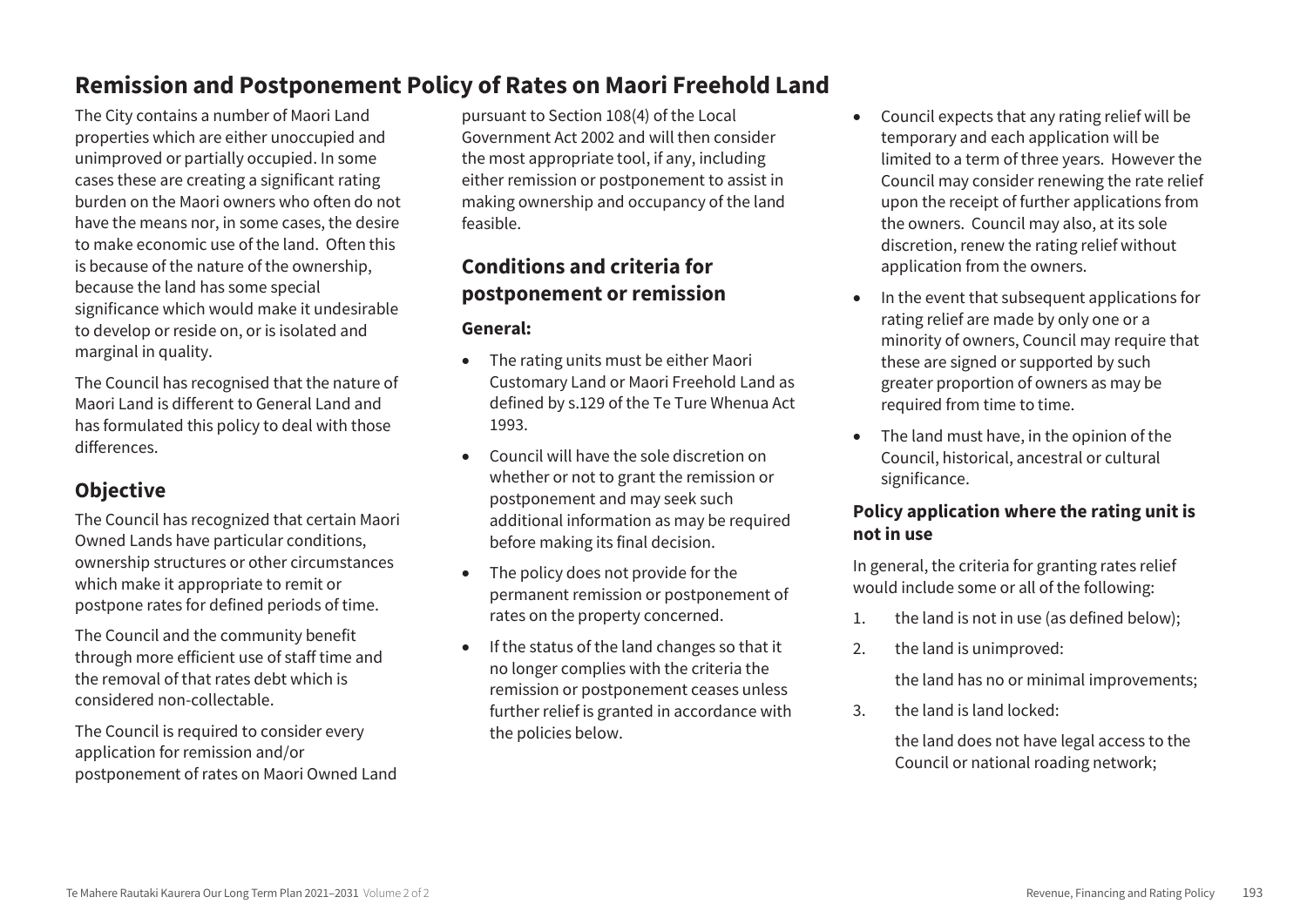## Remission and Postponement Policy of Rates on Maori Freehold Land

The City contains a number of Maori Land properties which are either unoccupied and unimproved or partially occupied. In some cases these are creating a significant rating burden on the Maori owners who often do not have the means nor, in some cases, the desire to make economic use of the land. Often this is because of the nature of the ownership, because the land has some special significance which would make it undesirable to develop or reside on, or is isolated and marginal in quality.

The Council has recognised that the nature of Maori Land is different to General Land and has formulated this policy to deal with those differences.

### Objective

The Council has recognized that certain Maori Owned Lands have particular conditions, ownership structures or other circumstances which make it appropriate to remit or postpone rates for defined periods of time.

The Council and the community benefit through more efficient use of staff time and the removal of that rates debt which is considered non-collectable.

The Council is required to consider every application for remission and/or postponement of rates on Maori Owned Land pursuant to Section 108(4) of the Local Government Act 2002 and will then consider the most appropriate tool, if any, including either remission or postponement to assist in making ownership and occupancy of the land feasible.

### Conditions and criteria for postponement or remission

#### General:

- The rating units must be either Maori Customary Land or Maori Freehold Land as defined by s.129 of the Te Ture Whenua Act 1993.
- Council will have the sole discretion on whether or not to grant the remission or postponement and may seek such additional information as may be required before making its final decision.
- The policy does not provide for the permanent remission or postponement of rates on the property concerned.
- If the status of the land changes so that it no longer complies with the criteria the remission or postponement ceases unless further relief is granted in accordance with the policies below.
- Council expects that any rating relief will be temporary and each application will be limited to a term of three years. However the Council may consider renewing the rate relief upon the receipt of further applications from the owners. Council may also, at its sole discretion, renew the rating relief without application from the owners.
- In the event that subsequent applications for rating relief are made by only one or a minority of owners, Council may require that these are signed or supported by such greater proportion of owners as may be required from time to time.
- The land must have, in the opinion of the Council, historical, ancestral or cultural significance.

#### Policy application where the rating unit is not in use

In general, the criteria for granting rates relief would include some or all of the following:

1. the land is not in use (as defined below);
2. the land is unimproved:

   the land has no or minimal improvements;
3. the land is land locked:

   the land does not have legal access to the Council or national roading network;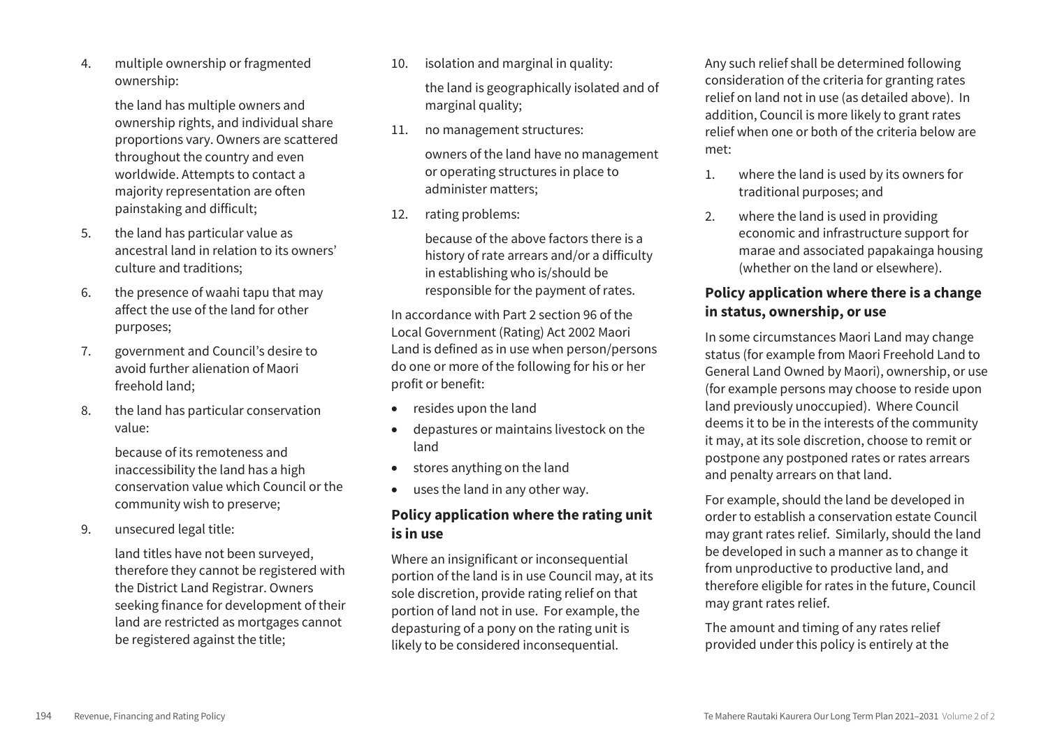4. multiple ownership or fragmented ownership:

   the land has multiple owners and ownership rights, and individual share proportions vary. Owners are scattered throughout the country and even worldwide. Attempts to contact a majority representation are often painstaking and difficult;

5. the land has particular value as ancestral land in relation to its owners' culture and traditions;

6. the presence of waahi tapu that may affect the use of the land for other purposes;

7. government and Council's desire to avoid further alienation of Maori freehold land;

8. the land has particular conservation value:

   because of its remoteness and inaccessibility the land has a high conservation value which Council or the community wish to preserve;

9. unsecured legal title:

   land titles have not been surveyed, therefore they cannot be registered with the District Land Registrar. Owners seeking finance for development of their land are restricted as mortgages cannot be registered against the title;

10. isolation and marginal in quality:

    the land is geographically isolated and of marginal quality;

11. no management structures:

    owners of the land have no management or operating structures in place to administer matters;

12. rating problems:

    because of the above factors there is a history of rate arrears and/or a difficulty in establishing who is/should be responsible for the payment of rates.

In accordance with Part 2 section 96 of the Local Government (Rating) Act 2002 Maori Land is defined as in use when person/persons do one or more of the following for his or her profit or benefit:

- resides upon the land
- depastures or maintains livestock on the land
- stores anything on the land
- uses the land in any other way.

### Policy application where the rating unit is in use

Where an insignificant or inconsequential portion of the land is in use Council may, at its sole discretion, provide rating relief on that portion of land not in use. For example, the depasturing of a pony on the rating unit is likely to be considered inconsequential.

Any such relief shall be determined following consideration of the criteria for granting rates relief on land not in use (as detailed above). In addition, Council is more likely to grant rates relief when one or both of the criteria below are met:

1. where the land is used by its owners for traditional purposes; and
2. where the land is used in providing economic and infrastructure support for marae and associated papakainga housing (whether on the land or elsewhere).

### Policy application where there is a change in status, ownership, or use

In some circumstances Maori Land may change status (for example from Maori Freehold Land to General Land Owned by Maori), ownership, or use (for example persons may choose to reside upon land previously unoccupied). Where Council deems it to be in the interests of the community it may, at its sole discretion, choose to remit or postpone any postponed rates or rates arrears and penalty arrears on that land.

For example, should the land be developed in order to establish a conservation estate Council may grant rates relief. Similarly, should the land be developed in such a manner as to change it from unproductive to productive land, and therefore eligible for rates in the future, Council may grant rates relief.

The amount and timing of any rates relief provided under this policy is entirely at the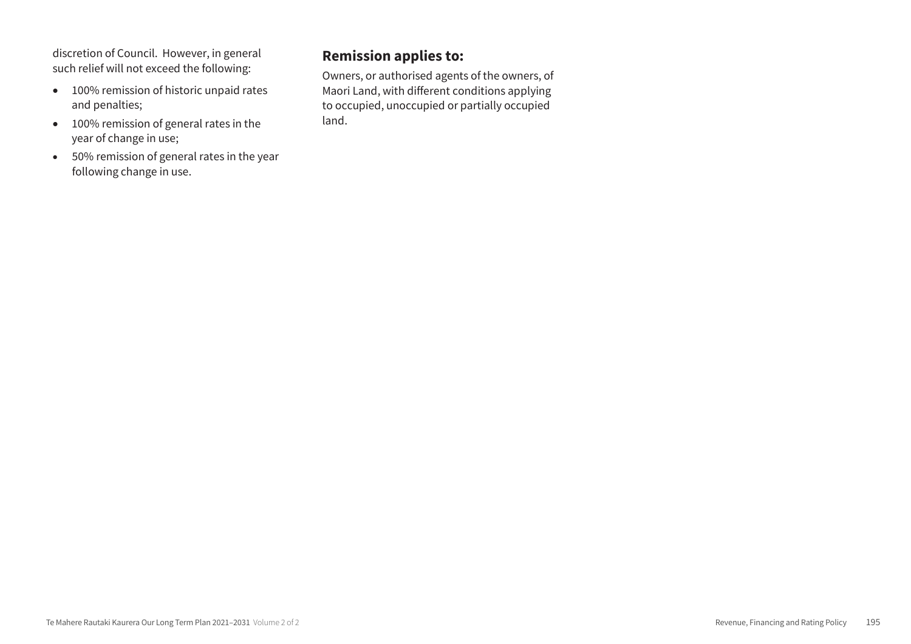discretion of Council. However, in general such relief will not exceed the following:

- 100% remission of historic unpaid rates and penalties;
- 100% remission of general rates in the year of change in use;
- 50% remission of general rates in the year following change in use.

## Remission applies to:

Owners, or authorised agents of the owners, of Maori Land, with different conditions applying to occupied, unoccupied or partially occupied land.